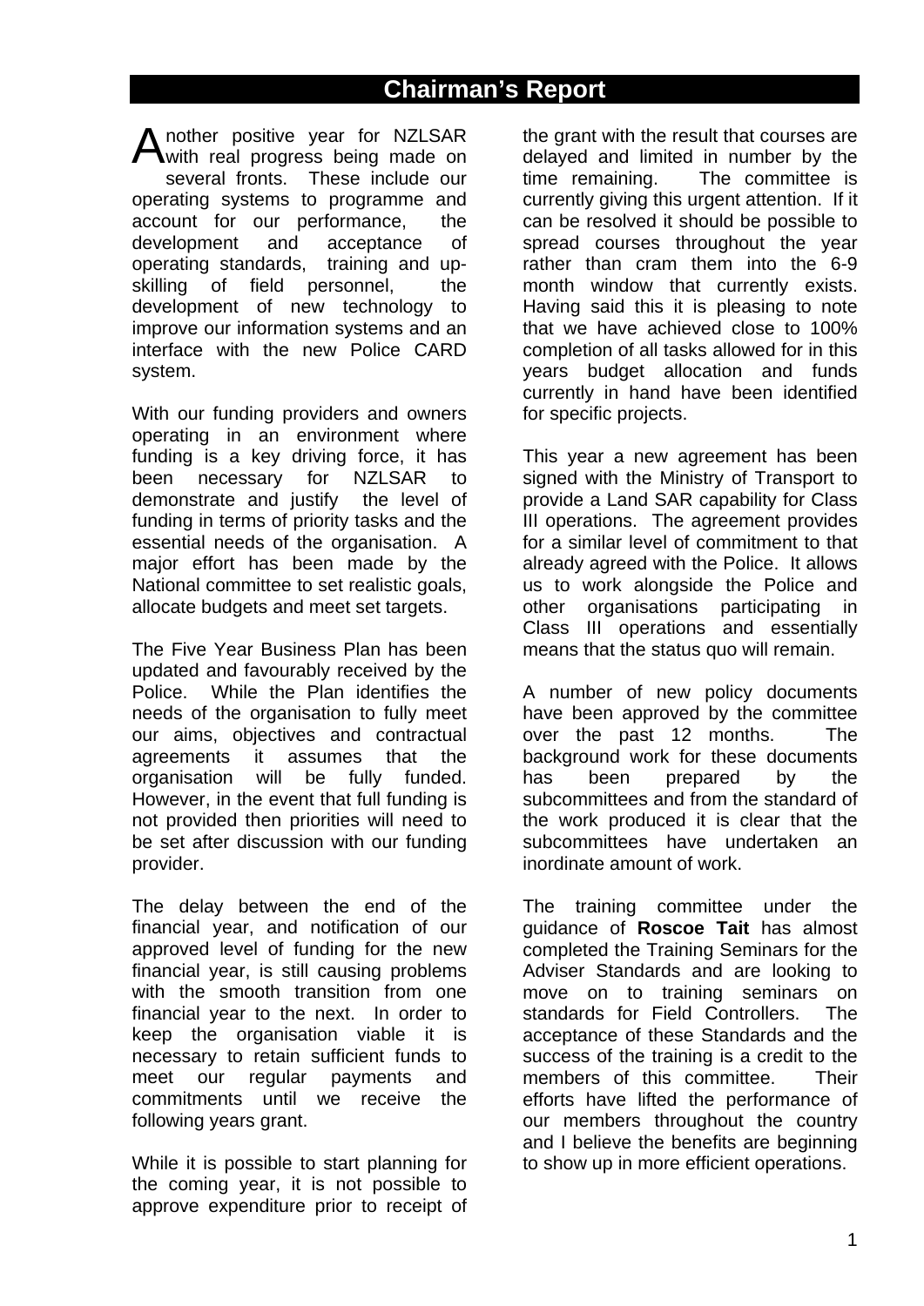# Chairman's Report

Another positive year for NZLSAR with real progress being made on several fronts. These include our operating systems to programme and account for our performance, the development and acceptance of operating standards, training and up-skilling of field personnel, the development of new technology to improve our information systems and an interface with the new Police CARD system.

With our funding providers and owners operating in an environment where funding is a key driving force, it has been necessary for NZLSAR to demonstrate and justify the level of funding in terms of priority tasks and the essential needs of the organisation. A major effort has been made by the National committee to set realistic goals, allocate budgets and meet set targets.

The Five Year Business Plan has been updated and favourably received by the Police. While the Plan identifies the needs of the organisation to fully meet our aims, objectives and contractual agreements it assumes that the organisation will be fully funded. However, in the event that full funding is not provided then priorities will need to be set after discussion with our funding provider.

The delay between the end of the financial year, and notification of our approved level of funding for the new financial year, is still causing problems with the smooth transition from one financial year to the next. In order to keep the organisation viable it is necessary to retain sufficient funds to meet our regular payments and commitments until we receive the following years grant.

While it is possible to start planning for the coming year, it is not possible to approve expenditure prior to receipt of the grant with the result that courses are delayed and limited in number by the time remaining. The committee is currently giving this urgent attention. If it can be resolved it should be possible to spread courses throughout the year rather than cram them into the 6-9 month window that currently exists. Having said this it is pleasing to note that we have achieved close to 100% completion of all tasks allowed for in this years budget allocation and funds currently in hand have been identified for specific projects.

This year a new agreement has been signed with the Ministry of Transport to provide a Land SAR capability for Class III operations. The agreement provides for a similar level of commitment to that already agreed with the Police. It allows us to work alongside the Police and other organisations participating in Class III operations and essentially means that the status quo will remain.

A number of new policy documents have been approved by the committee over the past 12 months. The background work for these documents has been prepared by the subcommittees and from the standard of the work produced it is clear that the subcommittees have undertaken an inordinate amount of work.

The training committee under the guidance of **Roscoe Tait** has almost completed the Training Seminars for the Adviser Standards and are looking to move on to training seminars on standards for Field Controllers. The acceptance of these Standards and the success of the training is a credit to the members of this committee. Their efforts have lifted the performance of our members throughout the country and I believe the benefits are beginning to show up in more efficient operations.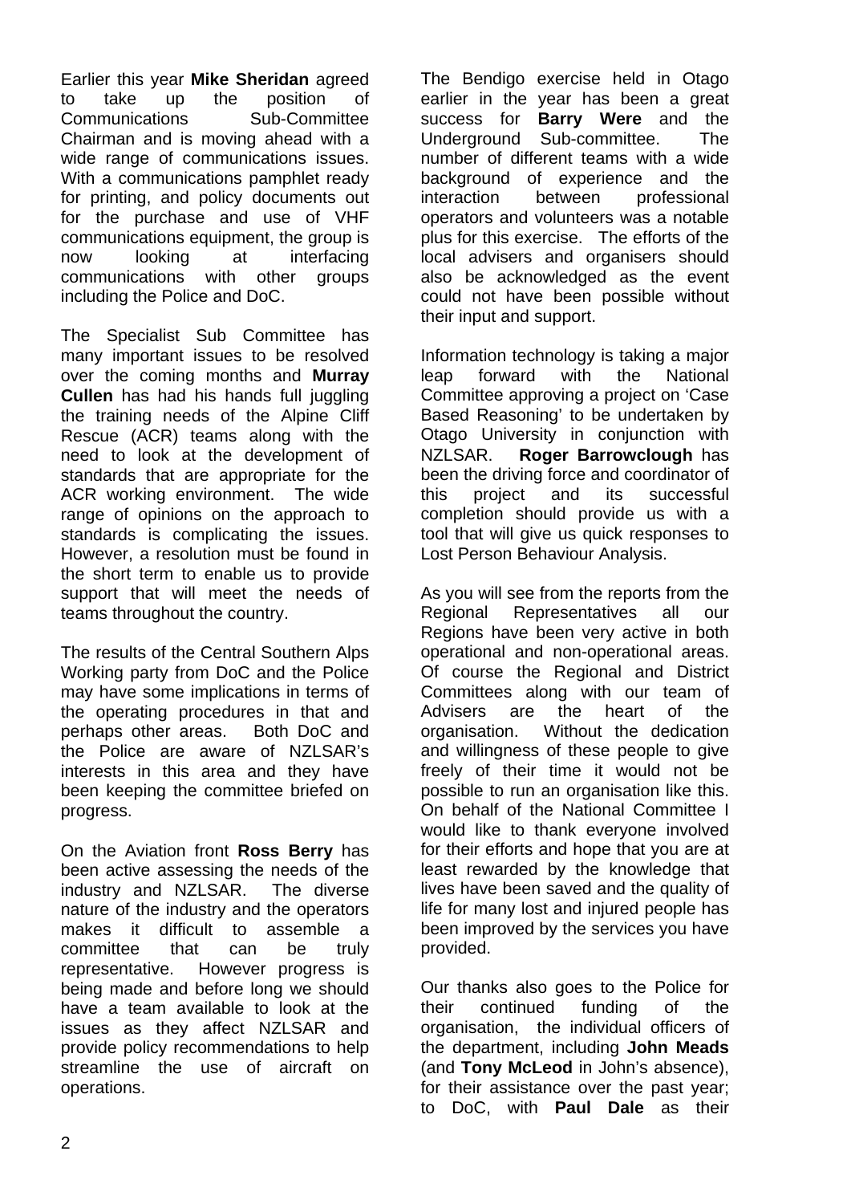Earlier this year **Mike Sheridan** agreed to take up the position of Communications Sub-Committee Chairman and is moving ahead with a wide range of communications issues. With a communications pamphlet ready for printing, and policy documents out for the purchase and use of VHF communications equipment, the group is now looking at interfacing communications with other groups including the Police and DoC.

The Specialist Sub Committee has many important issues to be resolved over the coming months and **Murray Cullen** has had his hands full juggling the training needs of the Alpine Cliff Rescue (ACR) teams along with the need to look at the development of standards that are appropriate for the ACR working environment. The wide range of opinions on the approach to standards is complicating the issues. However, a resolution must be found in the short term to enable us to provide support that will meet the needs of teams throughout the country.

The results of the Central Southern Alps Working party from DoC and the Police may have some implications in terms of the operating procedures in that and perhaps other areas. Both DoC and the Police are aware of NZLSAR's interests in this area and they have been keeping the committee briefed on progress.

On the Aviation front **Ross Berry** has been active assessing the needs of the industry and NZLSAR. The diverse nature of the industry and the operators makes it difficult to assemble a committee that can be truly representative. However progress is being made and before long we should have a team available to look at the issues as they affect NZLSAR and provide policy recommendations to help streamline the use of aircraft on operations.

The Bendigo exercise held in Otago earlier in the year has been a great success for **Barry Were** and the Underground Sub-committee. The number of different teams with a wide background of experience and the interaction between professional operators and volunteers was a notable plus for this exercise. The efforts of the local advisers and organisers should also be acknowledged as the event could not have been possible without their input and support.

Information technology is taking a major leap forward with the National Committee approving a project on 'Case Based Reasoning' to be undertaken by Otago University in conjunction with NZLSAR. **Roger Barrowclough** has been the driving force and coordinator of this project and its successful completion should provide us with a tool that will give us quick responses to Lost Person Behaviour Analysis.

As you will see from the reports from the Regional Representatives all our Regions have been very active in both operational and non-operational areas. Of course the Regional and District Committees along with our team of Advisers are the heart of the organisation. Without the dedication and willingness of these people to give freely of their time it would not be possible to run an organisation like this. On behalf of the National Committee I would like to thank everyone involved for their efforts and hope that you are at least rewarded by the knowledge that lives have been saved and the quality of life for many lost and injured people has been improved by the services you have provided.

Our thanks also goes to the Police for their continued funding of the organisation, the individual officers of the department, including **John Meads** (and **Tony McLeod** in John's absence), for their assistance over the past year; to DoC, with **Paul Dale** as their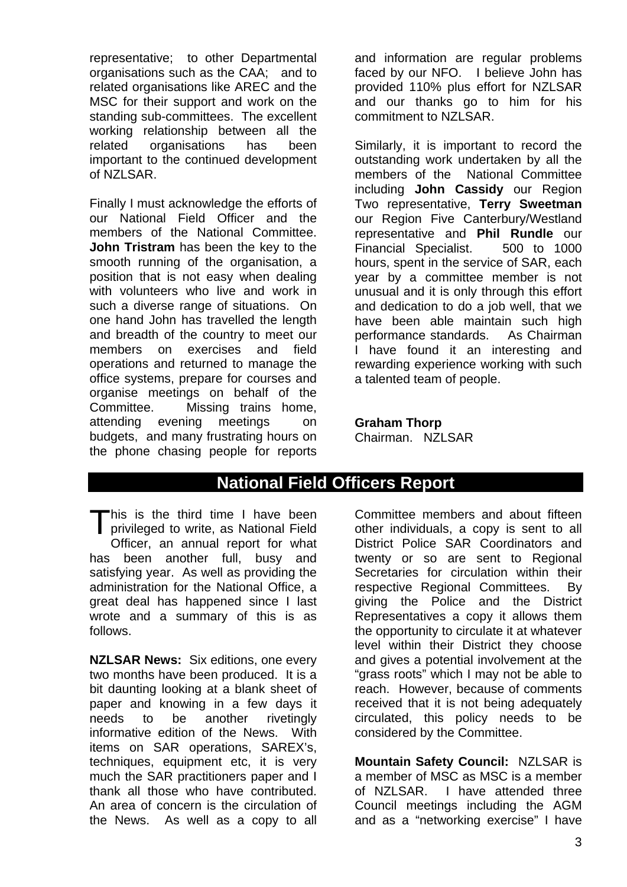representative; to other Departmental organisations such as the CAA; and to related organisations like AREC and the MSC for their support and work on the standing sub-committees. The excellent working relationship between all the related organisations has been important to the continued development of NZLSAR.

Finally I must acknowledge the efforts of our National Field Officer and the members of the National Committee. **John Tristram** has been the key to the smooth running of the organisation, a position that is not easy when dealing with volunteers who live and work in such a diverse range of situations. On one hand John has travelled the length and breadth of the country to meet our members on exercises and field operations and returned to manage the office systems, prepare for courses and organise meetings on behalf of the Committee. Missing trains home, attending evening meetings on budgets, and many frustrating hours on the phone chasing people for reports and information are regular problems faced by our NFO. I believe John has provided 110% plus effort for NZLSAR and our thanks go to him for his commitment to NZLSAR.

Similarly, it is important to record the outstanding work undertaken by all the members of the National Committee including **John Cassidy** our Region Two representative, **Terry Sweetman** our Region Five Canterbury/Westland representative and **Phil Rundle** our Financial Specialist. 500 to 1000 hours, spent in the service of SAR, each year by a committee member is not unusual and it is only through this effort and dedication to do a job well, that we have been able maintain such high performance standards. As Chairman I have found it an interesting and rewarding experience working with such a talented team of people.

**Graham Thorp**
Chairman. NZLSAR

## National Field Officers Report

This is the third time I have been privileged to write, as National Field Officer, an annual report for what has been another full, busy and satisfying year. As well as providing the administration for the National Office, a great deal has happened since I last wrote and a summary of this is as follows.

**NZLSAR News:** Six editions, one every two months have been produced. It is a bit daunting looking at a blank sheet of paper and knowing in a few days it needs to be another rivetingly informative edition of the News. With items on SAR operations, SAREX's, techniques, equipment etc, it is very much the SAR practitioners paper and I thank all those who have contributed. An area of concern is the circulation of the News. As well as a copy to all Committee members and about fifteen other individuals, a copy is sent to all District Police SAR Coordinators and twenty or so are sent to Regional Secretaries for circulation within their respective Regional Committees. By giving the Police and the District Representatives a copy it allows them the opportunity to circulate it at whatever level within their District they choose and gives a potential involvement at the "grass roots" which I may not be able to reach. However, because of comments received that it is not being adequately circulated, this policy needs to be considered by the Committee.

**Mountain Safety Council:** NZLSAR is a member of MSC as MSC is a member of NZLSAR. I have attended three Council meetings including the AGM and as a "networking exercise" I have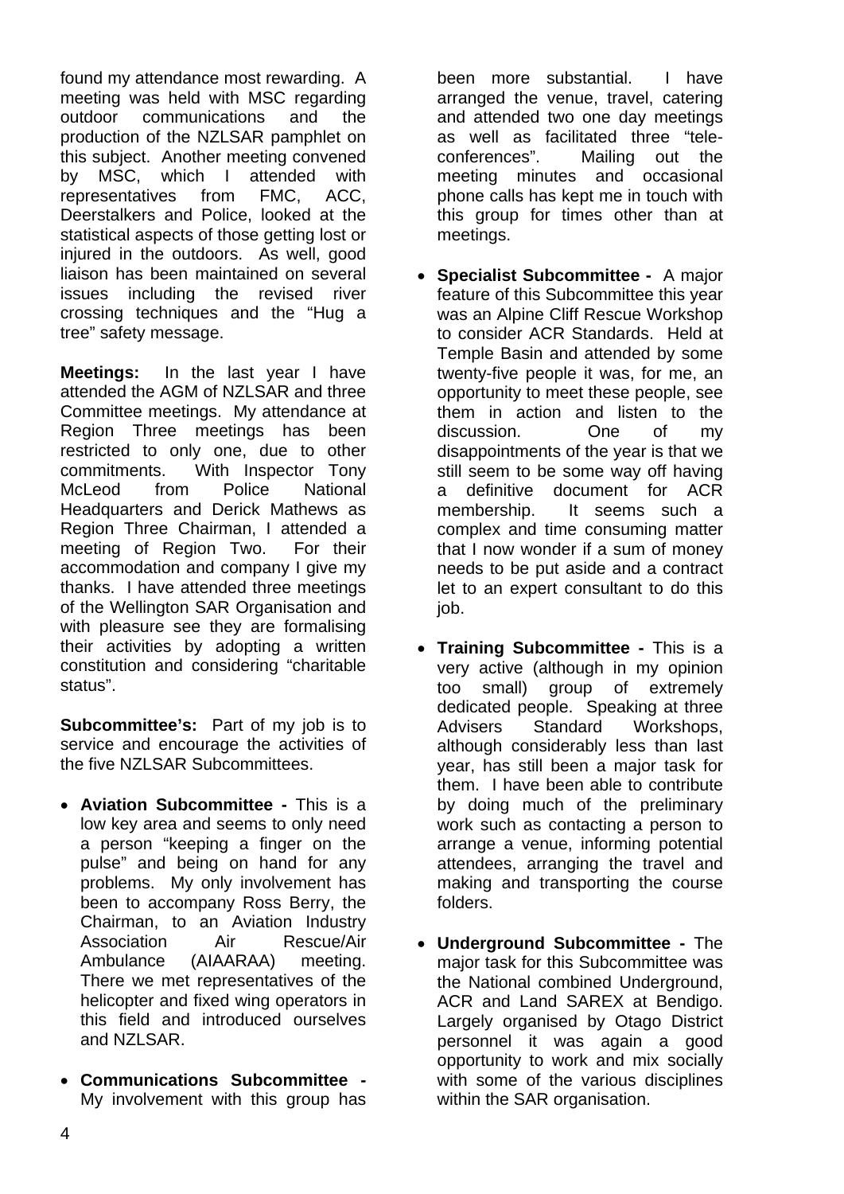found my attendance most rewarding. A meeting was held with MSC regarding outdoor communications and the production of the NZLSAR pamphlet on this subject. Another meeting convened by MSC, which I attended with representatives from FMC, ACC, Deerstalkers and Police, looked at the statistical aspects of those getting lost or injured in the outdoors. As well, good liaison has been maintained on several issues including the revised river crossing techniques and the "Hug a tree" safety message.

**Meetings:** In the last year I have attended the AGM of NZLSAR and three Committee meetings. My attendance at Region Three meetings has been restricted to only one, due to other commitments. With Inspector Tony McLeod from Police National Headquarters and Derick Mathews as Region Three Chairman, I attended a meeting of Region Two. For their accommodation and company I give my thanks. I have attended three meetings of the Wellington SAR Organisation and with pleasure see they are formalising their activities by adopting a written constitution and considering "charitable status".

**Subcommittee's:** Part of my job is to service and encourage the activities of the five NZLSAR Subcommittees.

- **Aviation Subcommittee -** This is a low key area and seems to only need a person "keeping a finger on the pulse" and being on hand for any problems. My only involvement has been to accompany Ross Berry, the Chairman, to an Aviation Industry Association Air Rescue/Air Ambulance (AIAARAA) meeting. There we met representatives of the helicopter and fixed wing operators in this field and introduced ourselves and NZLSAR.

- **Communications Subcommittee -** My involvement with this group has been more substantial. I have arranged the venue, travel, catering and attended two one day meetings as well as facilitated three "tele-conferences". Mailing out the meeting minutes and occasional phone calls has kept me in touch with this group for times other than at meetings.

- **Specialist Subcommittee -** A major feature of this Subcommittee this year was an Alpine Cliff Rescue Workshop to consider ACR Standards. Held at Temple Basin and attended by some twenty-five people it was, for me, an opportunity to meet these people, see them in action and listen to the discussion. One of my disappointments of the year is that we still seem to be some way off having a definitive document for ACR membership. It seems such a complex and time consuming matter that I now wonder if a sum of money needs to be put aside and a contract let to an expert consultant to do this job.

- **Training Subcommittee -** This is a very active (although in my opinion too small) group of extremely dedicated people. Speaking at three Advisers Standard Workshops, although considerably less than last year, has still been a major task for them. I have been able to contribute by doing much of the preliminary work such as contacting a person to arrange a venue, informing potential attendees, arranging the travel and making and transporting the course folders.

- **Underground Subcommittee -** The major task for this Subcommittee was the National combined Underground, ACR and Land SAREX at Bendigo. Largely organised by Otago District personnel it was again a good opportunity to work and mix socially with some of the various disciplines within the SAR organisation.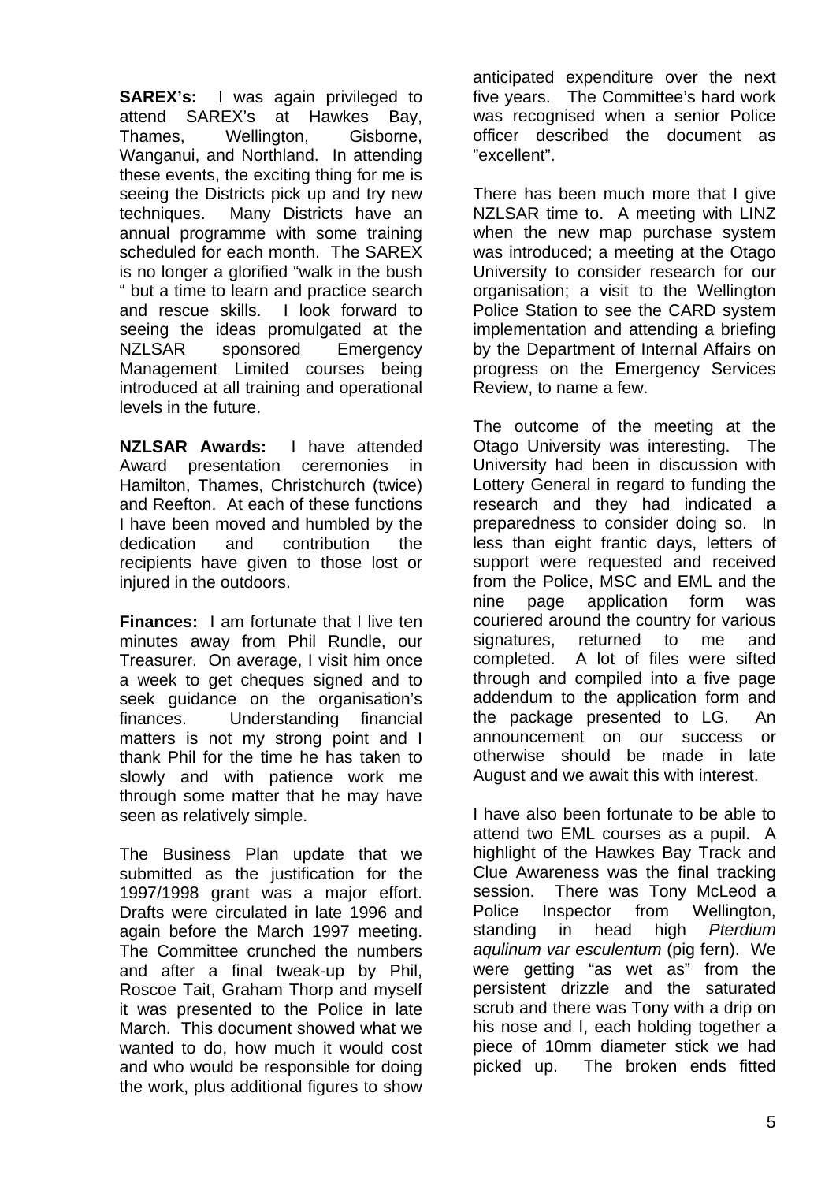**SAREX's:** I was again privileged to attend SAREX's at Hawkes Bay, Thames, Wellington, Gisborne, Wanganui, and Northland. In attending these events, the exciting thing for me is seeing the Districts pick up and try new techniques. Many Districts have an annual programme with some training scheduled for each month. The SAREX is no longer a glorified "walk in the bush " but a time to learn and practice search and rescue skills. I look forward to seeing the ideas promulgated at the NZLSAR sponsored Emergency Management Limited courses being introduced at all training and operational levels in the future.

**NZLSAR Awards:** I have attended Award presentation ceremonies in Hamilton, Thames, Christchurch (twice) and Reefton. At each of these functions I have been moved and humbled by the dedication and contribution the recipients have given to those lost or injured in the outdoors.

**Finances:** I am fortunate that I live ten minutes away from Phil Rundle, our Treasurer. On average, I visit him once a week to get cheques signed and to seek guidance on the organisation's finances. Understanding financial matters is not my strong point and I thank Phil for the time he has taken to slowly and with patience work me through some matter that he may have seen as relatively simple.

The Business Plan update that we submitted as the justification for the 1997/1998 grant was a major effort. Drafts were circulated in late 1996 and again before the March 1997 meeting. The Committee crunched the numbers and after a final tweak-up by Phil, Roscoe Tait, Graham Thorp and myself it was presented to the Police in late March. This document showed what we wanted to do, how much it would cost and who would be responsible for doing the work, plus additional figures to show anticipated expenditure over the next five years. The Committee's hard work was recognised when a senior Police officer described the document as "excellent".

There has been much more that I give NZLSAR time to. A meeting with LINZ when the new map purchase system was introduced; a meeting at the Otago University to consider research for our organisation; a visit to the Wellington Police Station to see the CARD system implementation and attending a briefing by the Department of Internal Affairs on progress on the Emergency Services Review, to name a few.

The outcome of the meeting at the Otago University was interesting. The University had been in discussion with Lottery General in regard to funding the research and they had indicated a preparedness to consider doing so. In less than eight frantic days, letters of support were requested and received from the Police, MSC and EML and the nine page application form was couriered around the country for various signatures, returned to me and completed. A lot of files were sifted through and compiled into a five page addendum to the application form and the package presented to LG. An announcement on our success or otherwise should be made in late August and we await this with interest.

I have also been fortunate to be able to attend two EML courses as a pupil. A highlight of the Hawkes Bay Track and Clue Awareness was the final tracking session. There was Tony McLeod a Police Inspector from Wellington, standing in head high *Pterdium aqulinum var esculentum* (pig fern). We were getting "as wet as" from the persistent drizzle and the saturated scrub and there was Tony with a drip on his nose and I, each holding together a piece of 10mm diameter stick we had picked up. The broken ends fitted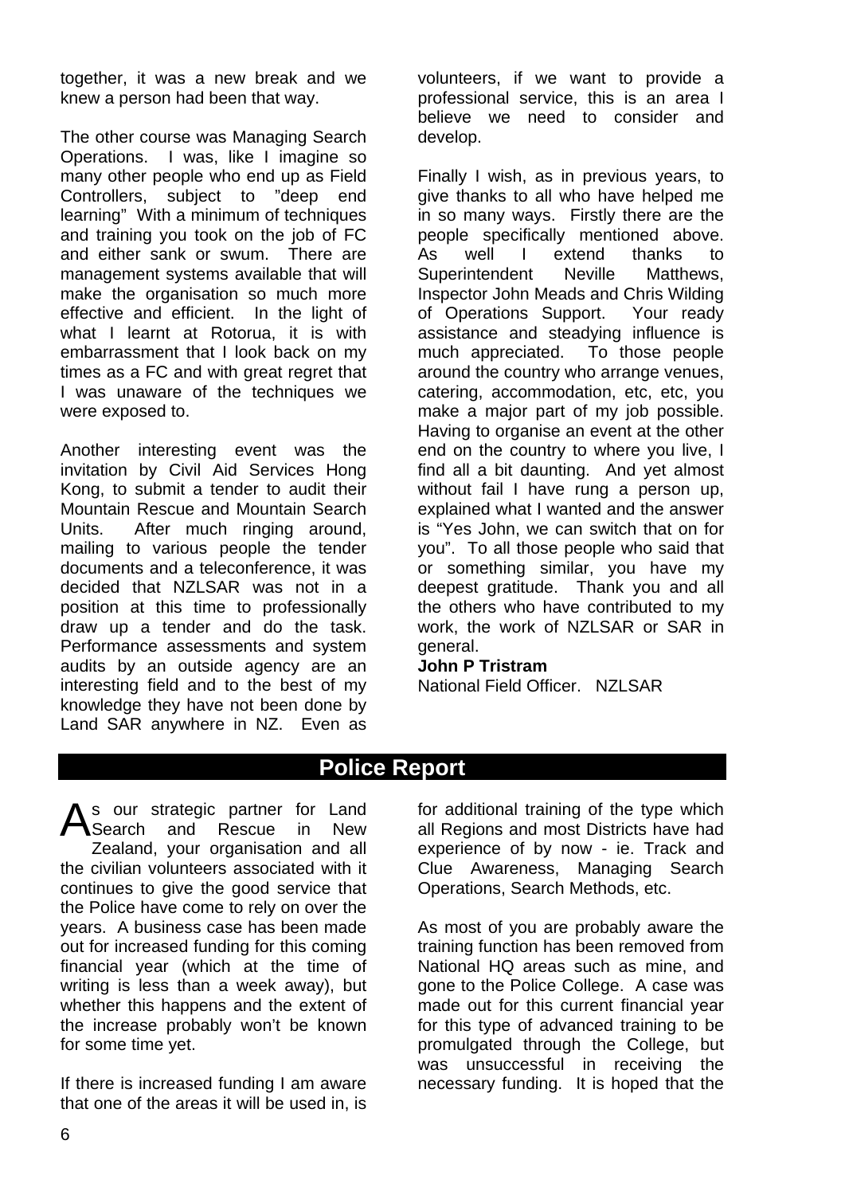together, it was a new break and we knew a person had been that way.

The other course was Managing Search Operations. I was, like I imagine so many other people who end up as Field Controllers, subject to "deep end learning" With a minimum of techniques and training you took on the job of FC and either sank or swum. There are management systems available that will make the organisation so much more effective and efficient. In the light of what I learnt at Rotorua, it is with embarrassment that I look back on my times as a FC and with great regret that I was unaware of the techniques we were exposed to.

Another interesting event was the invitation by Civil Aid Services Hong Kong, to submit a tender to audit their Mountain Rescue and Mountain Search Units. After much ringing around, mailing to various people the tender documents and a teleconference, it was decided that NZLSAR was not in a position at this time to professionally draw up a tender and do the task. Performance assessments and system audits by an outside agency are an interesting field and to the best of my knowledge they have not been done by Land SAR anywhere in NZ. Even as volunteers, if we want to provide a professional service, this is an area I believe we need to consider and develop.

Finally I wish, as in previous years, to give thanks to all who have helped me in so many ways. Firstly there are the people specifically mentioned above. As well I extend thanks to Superintendent Neville Matthews, Inspector John Meads and Chris Wilding of Operations Support. Your ready assistance and steadying influence is much appreciated. To those people around the country who arrange venues, catering, accommodation, etc, etc, you make a major part of my job possible. Having to organise an event at the other end on the country to where you live, I find all a bit daunting. And yet almost without fail I have rung a person up, explained what I wanted and the answer is "Yes John, we can switch that on for you". To all those people who said that or something similar, you have my deepest gratitude. Thank you and all the others who have contributed to my work, the work of NZLSAR or SAR in general.

**John P Tristram**
National Field Officer. NZLSAR

## Police Report

As our strategic partner for Land Search and Rescue in New Zealand, your organisation and all the civilian volunteers associated with it continues to give the good service that the Police have come to rely on over the years. A business case has been made out for increased funding for this coming financial year (which at the time of writing is less than a week away), but whether this happens and the extent of the increase probably won't be known for some time yet.

If there is increased funding I am aware that one of the areas it will be used in, is for additional training of the type which all Regions and most Districts have had experience of by now - ie. Track and Clue Awareness, Managing Search Operations, Search Methods, etc.

As most of you are probably aware the training function has been removed from National HQ areas such as mine, and gone to the Police College. A case was made out for this current financial year for this type of advanced training to be promulgated through the College, but was unsuccessful in receiving the necessary funding. It is hoped that the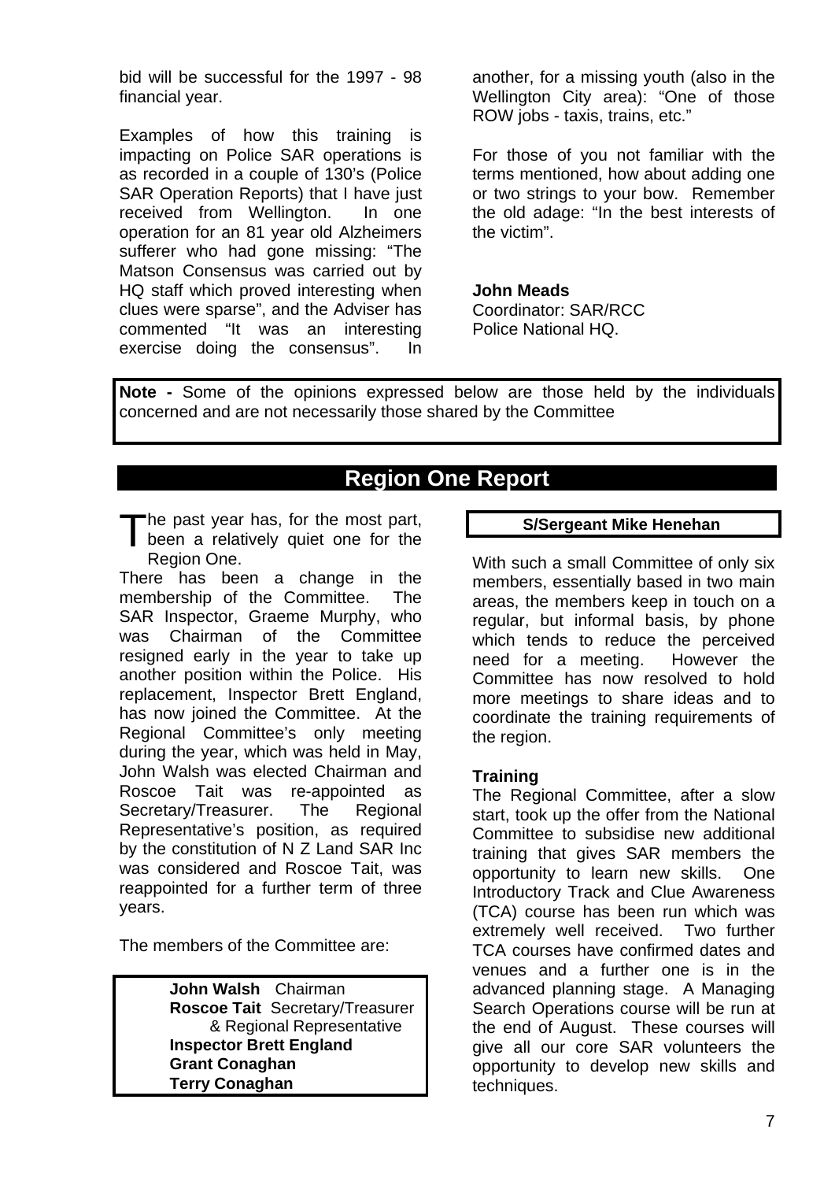bid will be successful for the 1997 - 98 financial year.

Examples of how this training is impacting on Police SAR operations is as recorded in a couple of 130's (Police SAR Operation Reports) that I have just received from Wellington. In one operation for an 81 year old Alzheimers sufferer who had gone missing: "The Matson Consensus was carried out by HQ staff which proved interesting when clues were sparse", and the Adviser has commented "It was an interesting exercise doing the consensus". In another, for a missing youth (also in the Wellington City area): "One of those ROW jobs - taxis, trains, etc."

For those of you not familiar with the terms mentioned, how about adding one or two strings to your bow. Remember the old adage: "In the best interests of the victim".

**John Meads**
Coordinator: SAR/RCC
Police National HQ.

**Note -** Some of the opinions expressed below are those held by the individuals concerned and are not necessarily those shared by the Committee

## Region One Report

The past year has, for the most part, been a relatively quiet one for the Region One.

There has been a change in the membership of the Committee. The SAR Inspector, Graeme Murphy, who was Chairman of the Committee resigned early in the year to take up another position within the Police. His replacement, Inspector Brett England, has now joined the Committee. At the Regional Committee's only meeting during the year, which was held in May, John Walsh was elected Chairman and Roscoe Tait was re-appointed as Secretary/Treasurer. The Regional Representative's position, as required by the constitution of N Z Land SAR Inc was considered and Roscoe Tait, was reappointed for a further term of three years.

The members of the Committee are:

**John Walsh** Chairman
**Roscoe Tait** Secretary/Treasurer & Regional Representative
**Inspector Brett England**
**Grant Conaghan**
**Terry Conaghan**
**S/Sergeant Mike Henehan**

With such a small Committee of only six members, essentially based in two main areas, the members keep in touch on a regular, but informal basis, by phone which tends to reduce the perceived need for a meeting. However the Committee has now resolved to hold more meetings to share ideas and to coordinate the training requirements of the region.

### Training

The Regional Committee, after a slow start, took up the offer from the National Committee to subsidise new additional training that gives SAR members the opportunity to learn new skills. One Introductory Track and Clue Awareness (TCA) course has been run which was extremely well received. Two further TCA courses have confirmed dates and venues and a further one is in the advanced planning stage. A Managing Search Operations course will be run at the end of August. These courses will give all our core SAR volunteers the opportunity to develop new skills and techniques.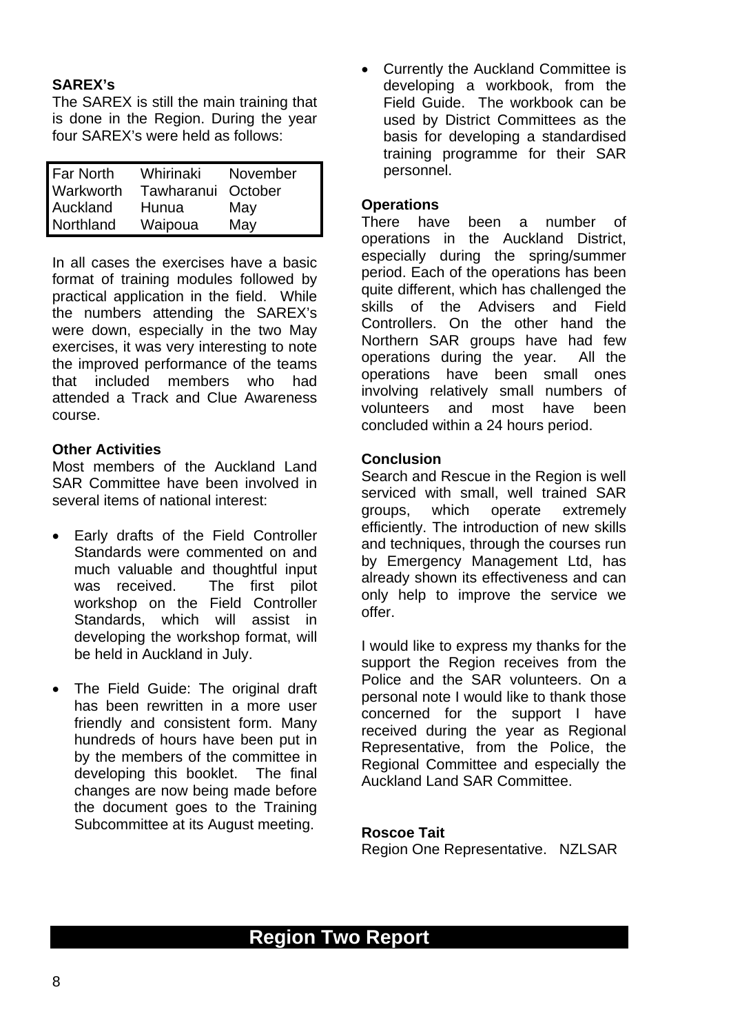### SAREX's

The SAREX is still the main training that is done in the Region. During the year four SAREX's were held as follows:

| | | |
|---|---|---|
| Far North | Whirinaki | November |
| Warkworth | Tawharanui | October |
| Auckland | Hunua | May |
| Northland | Waipoua | May |

In all cases the exercises have a basic format of training modules followed by practical application in the field. While the numbers attending the SAREX's were down, especially in the two May exercises, it was very interesting to note the improved performance of the teams that included members who had attended a Track and Clue Awareness course.

### Other Activities

Most members of the Auckland Land SAR Committee have been involved in several items of national interest:

- Early drafts of the Field Controller Standards were commented on and much valuable and thoughtful input was received. The first pilot workshop on the Field Controller Standards, which will assist in developing the workshop format, will be held in Auckland in July.
- The Field Guide: The original draft has been rewritten in a more user friendly and consistent form. Many hundreds of hours have been put in by the members of the committee in developing this booklet. The final changes are now being made before the document goes to the Training Subcommittee at its August meeting.
- Currently the Auckland Committee is developing a workbook, from the Field Guide. The workbook can be used by District Committees as the basis for developing a standardised training programme for their SAR personnel.

### Operations

There have been a number of operations in the Auckland District, especially during the spring/summer period. Each of the operations has been quite different, which has challenged the skills of the Advisers and Field Controllers. On the other hand the Northern SAR groups have had few operations during the year. All the operations have been small ones involving relatively small numbers of volunteers and most have been concluded within a 24 hours period.

### Conclusion

Search and Rescue in the Region is well serviced with small, well trained SAR groups, which operate extremely efficiently. The introduction of new skills and techniques, through the courses run by Emergency Management Ltd, has already shown its effectiveness and can only help to improve the service we offer.

I would like to express my thanks for the support the Region receives from the Police and the SAR volunteers. On a personal note I would like to thank those concerned for the support I have received during the year as Regional Representative, from the Police, the Regional Committee and especially the Auckland Land SAR Committee.

**Roscoe Tait**
Region One Representative. NZLSAR

## Region Two Report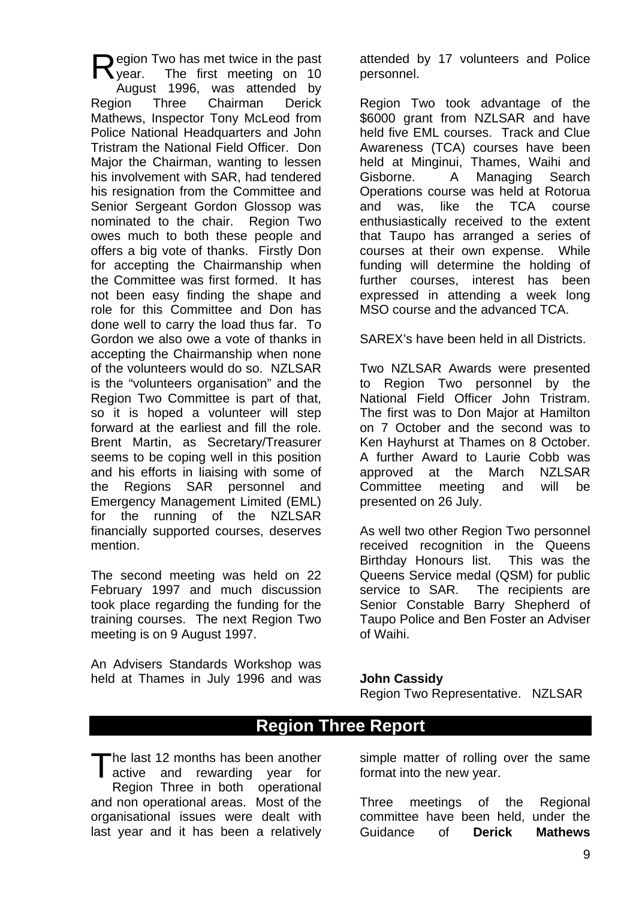Region Two has met twice in the past year. The first meeting on 10 August 1996, was attended by Region Three Chairman Derick Mathews, Inspector Tony McLeod from Police National Headquarters and John Tristram the National Field Officer. Don Major the Chairman, wanting to lessen his involvement with SAR, had tendered his resignation from the Committee and Senior Sergeant Gordon Glossop was nominated to the chair. Region Two owes much to both these people and offers a big vote of thanks. Firstly Don for accepting the Chairmanship when the Committee was first formed. It has not been easy finding the shape and role for this Committee and Don has done well to carry the load thus far. To Gordon we also owe a vote of thanks in accepting the Chairmanship when none of the volunteers would do so. NZLSAR is the "volunteers organisation" and the Region Two Committee is part of that, so it is hoped a volunteer will step forward at the earliest and fill the role. Brent Martin, as Secretary/Treasurer seems to be coping well in this position and his efforts in liaising with some of the Regions SAR personnel and Emergency Management Limited (EML) for the running of the NZLSAR financially supported courses, deserves mention.

The second meeting was held on 22 February 1997 and much discussion took place regarding the funding for the training courses. The next Region Two meeting is on 9 August 1997.

An Advisers Standards Workshop was held at Thames in July 1996 and was attended by 17 volunteers and Police personnel.

Region Two took advantage of the $6000 grant from NZLSAR and have held five EML courses. Track and Clue Awareness (TCA) courses have been held at Minginui, Thames, Waihi and Gisborne. A Managing Search Operations course was held at Rotorua and was, like the TCA course enthusiastically received to the extent that Taupo has arranged a series of courses at their own expense. While funding will determine the holding of further courses, interest has been expressed in attending a week long MSO course and the advanced TCA.

SAREX's have been held in all Districts.

Two NZLSAR Awards were presented to Region Two personnel by the National Field Officer John Tristram. The first was to Don Major at Hamilton on 7 October and the second was to Ken Hayhurst at Thames on 8 October. A further Award to Laurie Cobb was approved at the March NZLSAR Committee meeting and will be presented on 26 July.

As well two other Region Two personnel received recognition in the Queens Birthday Honours list. This was the Queens Service medal (QSM) for public service to SAR. The recipients are Senior Constable Barry Shepherd of Taupo Police and Ben Foster an Adviser of Waihi.

**John Cassidy**
Region Two Representative. NZLSAR

## Region Three Report

The last 12 months has been another active and rewarding year for Region Three in both operational and non operational areas. Most of the organisational issues were dealt with last year and it has been a relatively simple matter of rolling over the same format into the new year.

Three meetings of the Regional committee have been held, under the Guidance of **Derick Mathews**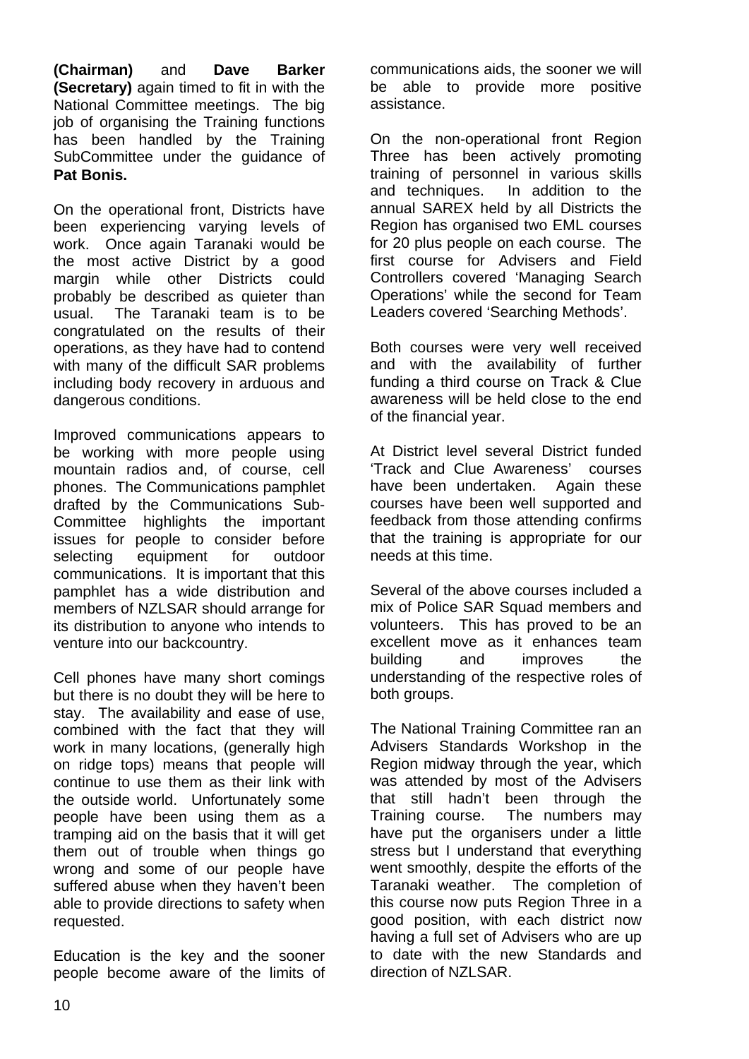**(Chairman)** and **Dave Barker (Secretary)** again timed to fit in with the National Committee meetings. The big job of organising the Training functions has been handled by the Training SubCommittee under the guidance of **Pat Bonis.**

On the operational front, Districts have been experiencing varying levels of work. Once again Taranaki would be the most active District by a good margin while other Districts could probably be described as quieter than usual. The Taranaki team is to be congratulated on the results of their operations, as they have had to contend with many of the difficult SAR problems including body recovery in arduous and dangerous conditions.

Improved communications appears to be working with more people using mountain radios and, of course, cell phones. The Communications pamphlet drafted by the Communications Sub-Committee highlights the important issues for people to consider before selecting equipment for outdoor communications. It is important that this pamphlet has a wide distribution and members of NZLSAR should arrange for its distribution to anyone who intends to venture into our backcountry.

Cell phones have many short comings but there is no doubt they will be here to stay. The availability and ease of use, combined with the fact that they will work in many locations, (generally high on ridge tops) means that people will continue to use them as their link with the outside world. Unfortunately some people have been using them as a tramping aid on the basis that it will get them out of trouble when things go wrong and some of our people have suffered abuse when they haven't been able to provide directions to safety when requested.

Education is the key and the sooner people become aware of the limits of communications aids, the sooner we will be able to provide more positive assistance.

On the non-operational front Region Three has been actively promoting training of personnel in various skills and techniques. In addition to the annual SAREX held by all Districts the Region has organised two EML courses for 20 plus people on each course. The first course for Advisers and Field Controllers covered 'Managing Search Operations' while the second for Team Leaders covered 'Searching Methods'.

Both courses were very well received and with the availability of further funding a third course on Track & Clue awareness will be held close to the end of the financial year.

At District level several District funded 'Track and Clue Awareness' courses have been undertaken. Again these courses have been well supported and feedback from those attending confirms that the training is appropriate for our needs at this time.

Several of the above courses included a mix of Police SAR Squad members and volunteers. This has proved to be an excellent move as it enhances team building and improves the understanding of the respective roles of both groups.

The National Training Committee ran an Advisers Standards Workshop in the Region midway through the year, which was attended by most of the Advisers that still hadn't been through the Training course. The numbers may have put the organisers under a little stress but I understand that everything went smoothly, despite the efforts of the Taranaki weather. The completion of this course now puts Region Three in a good position, with each district now having a full set of Advisers who are up to date with the new Standards and direction of NZLSAR.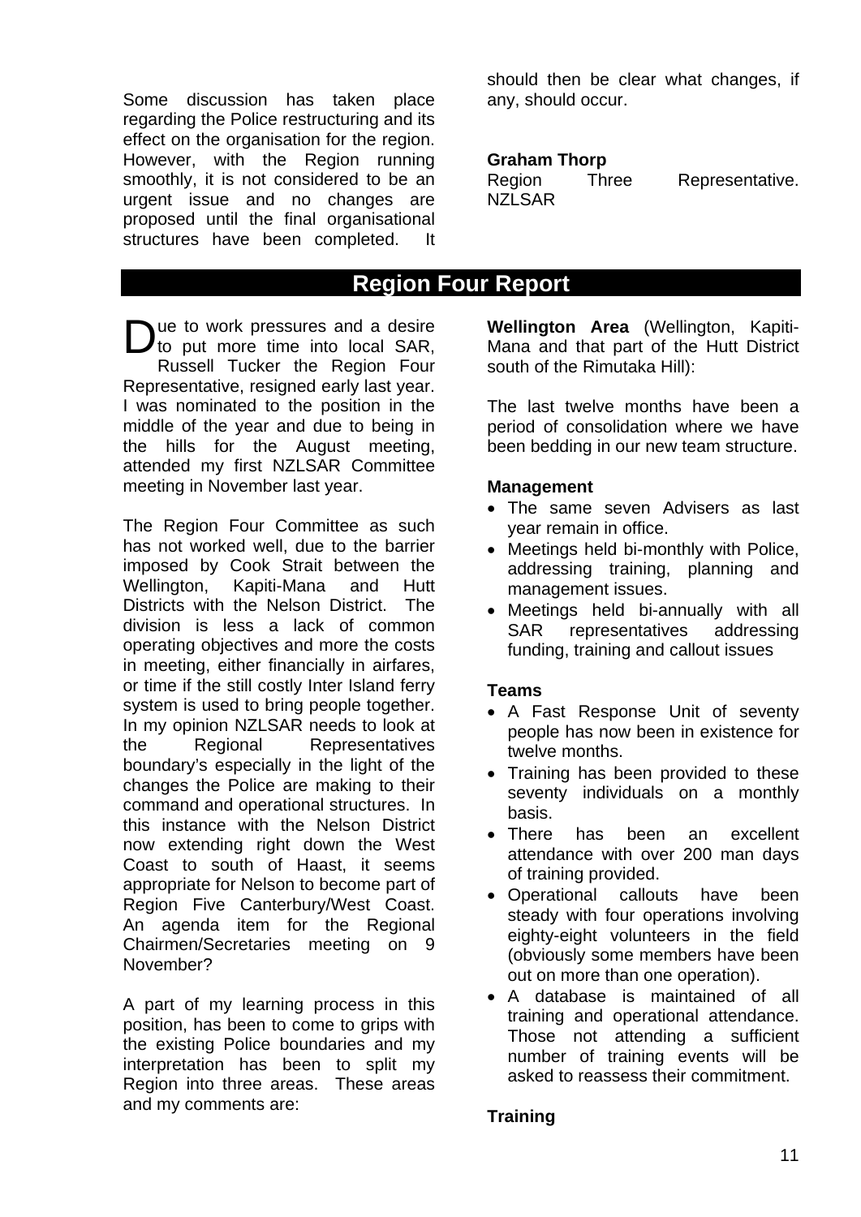Some discussion has taken place regarding the Police restructuring and its effect on the organisation for the region. However, with the Region running smoothly, it is not considered to be an urgent issue and no changes are proposed until the final organisational structures have been completed. It should then be clear what changes, if any, should occur.

**Graham Thorp**
Region Three Representative. NZLSAR

## Region Four Report

Due to work pressures and a desire to put more time into local SAR, Russell Tucker the Region Four Representative, resigned early last year. I was nominated to the position in the middle of the year and due to being in the hills for the August meeting, attended my first NZLSAR Committee meeting in November last year.

The Region Four Committee as such has not worked well, due to the barrier imposed by Cook Strait between the Wellington, Kapiti-Mana and Hutt Districts with the Nelson District. The division is less a lack of common operating objectives and more the costs in meeting, either financially in airfares, or time if the still costly Inter Island ferry system is used to bring people together. In my opinion NZLSAR needs to look at the Regional Representatives boundary's especially in the light of the changes the Police are making to their command and operational structures. In this instance with the Nelson District now extending right down the West Coast to south of Haast, it seems appropriate for Nelson to become part of Region Five Canterbury/West Coast. An agenda item for the Regional Chairmen/Secretaries meeting on 9 November?

A part of my learning process in this position, has been to come to grips with the existing Police boundaries and my interpretation has been to split my Region into three areas. These areas and my comments are:

**Wellington Area** (Wellington, Kapiti-Mana and that part of the Hutt District south of the Rimutaka Hill):

The last twelve months have been a period of consolidation where we have been bedding in our new team structure.

**Management**

- The same seven Advisers as last year remain in office.
- Meetings held bi-monthly with Police, addressing training, planning and management issues.
- Meetings held bi-annually with all SAR representatives addressing funding, training and callout issues

**Teams**

- A Fast Response Unit of seventy people has now been in existence for twelve months.
- Training has been provided to these seventy individuals on a monthly basis.
- There has been an excellent attendance with over 200 man days of training provided.
- Operational callouts have been steady with four operations involving eighty-eight volunteers in the field (obviously some members have been out on more than one operation).
- A database is maintained of all training and operational attendance. Those not attending a sufficient number of training events will be asked to reassess their commitment.

**Training**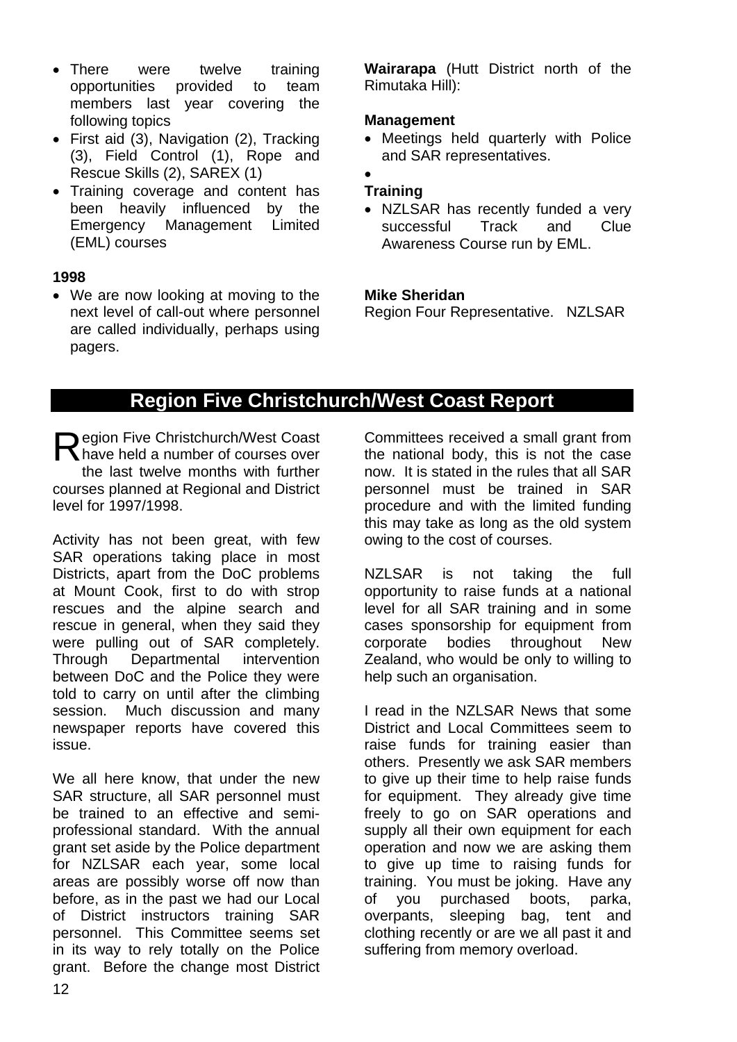- There were twelve training opportunities provided to team members last year covering the following topics
- First aid (3), Navigation (2), Tracking (3), Field Control (1), Rope and Rescue Skills (2), SAREX (1)
- Training coverage and content has been heavily influenced by the Emergency Management Limited (EML) courses

**1998**

- We are now looking at moving to the next level of call-out where personnel are called individually, perhaps using pagers.

**Wairarapa** (Hutt District north of the Rimutaka Hill):

**Management**

- Meetings held quarterly with Police and SAR representatives.
-

**Training**

- NZLSAR has recently funded a very successful Track and Clue Awareness Course run by EML.

**Mike Sheridan**
Region Four Representative. NZLSAR

## Region Five Christchurch/West Coast Report

Region Five Christchurch/West Coast have held a number of courses over the last twelve months with further courses planned at Regional and District level for 1997/1998.

Activity has not been great, with few SAR operations taking place in most Districts, apart from the DoC problems at Mount Cook, first to do with strop rescues and the alpine search and rescue in general, when they said they were pulling out of SAR completely. Through Departmental intervention between DoC and the Police they were told to carry on until after the climbing session. Much discussion and many newspaper reports have covered this issue.

We all here know, that under the new SAR structure, all SAR personnel must be trained to an effective and semi-professional standard. With the annual grant set aside by the Police department for NZLSAR each year, some local areas are possibly worse off now than before, as in the past we had our Local of District instructors training SAR personnel. This Committee seems set in its way to rely totally on the Police grant. Before the change most District Committees received a small grant from the national body, this is not the case now. It is stated in the rules that all SAR personnel must be trained in SAR procedure and with the limited funding this may take as long as the old system owing to the cost of courses.

NZLSAR is not taking the full opportunity to raise funds at a national level for all SAR training and in some cases sponsorship for equipment from corporate bodies throughout New Zealand, who would be only to willing to help such an organisation.

I read in the NZLSAR News that some District and Local Committees seem to raise funds for training easier than others. Presently we ask SAR members to give up their time to help raise funds for equipment. They already give time freely to go on SAR operations and supply all their own equipment for each operation and now we are asking them to give up time to raising funds for training. You must be joking. Have any of you purchased boots, parka, overpants, sleeping bag, tent and clothing recently or are we all past it and suffering from memory overload.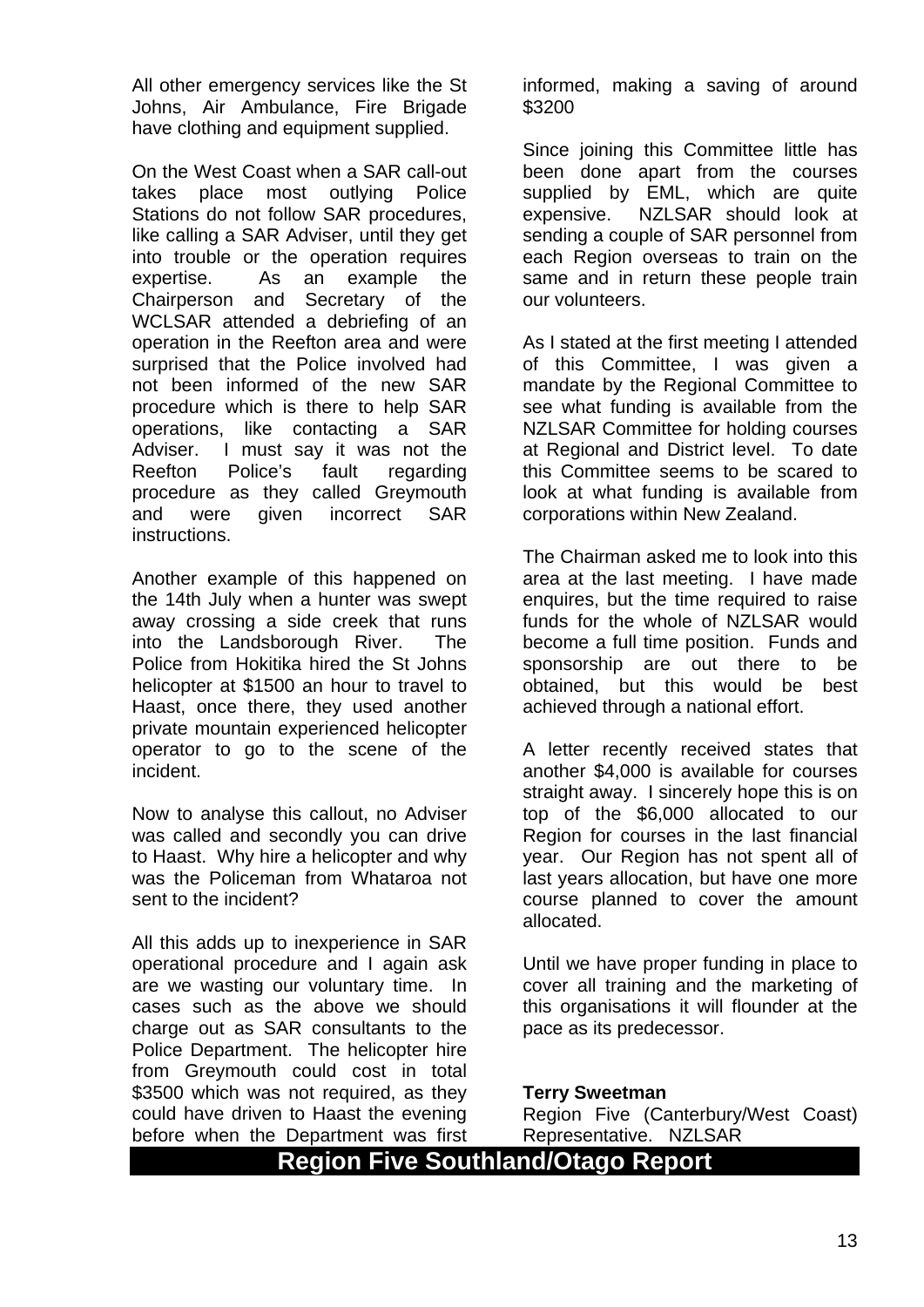All other emergency services like the St Johns, Air Ambulance, Fire Brigade have clothing and equipment supplied.

On the West Coast when a SAR call-out takes place most outlying Police Stations do not follow SAR procedures, like calling a SAR Adviser, until they get into trouble or the operation requires expertise. As an example the Chairperson and Secretary of the WCLSAR attended a debriefing of an operation in the Reefton area and were surprised that the Police involved had not been informed of the new SAR procedure which is there to help SAR operations, like contacting a SAR Adviser. I must say it was not the Reefton Police's fault regarding procedure as they called Greymouth and were given incorrect SAR instructions.

Another example of this happened on the 14th July when a hunter was swept away crossing a side creek that runs into the Landsborough River. The Police from Hokitika hired the St Johns helicopter at $1500 an hour to travel to Haast, once there, they used another private mountain experienced helicopter operator to go to the scene of the incident.

Now to analyse this callout, no Adviser was called and secondly you can drive to Haast. Why hire a helicopter and why was the Policeman from Whataroa not sent to the incident?

All this adds up to inexperience in SAR operational procedure and I again ask are we wasting our voluntary time. In cases such as the above we should charge out as SAR consultants to the Police Department. The helicopter hire from Greymouth could cost in total $3500 which was not required, as they could have driven to Haast the evening before when the Department was first informed, making a saving of around $3200

Since joining this Committee little has been done apart from the courses supplied by EML, which are quite expensive. NZLSAR should look at sending a couple of SAR personnel from each Region overseas to train on the same and in return these people train our volunteers.

As I stated at the first meeting I attended of this Committee, I was given a mandate by the Regional Committee to see what funding is available from the NZLSAR Committee for holding courses at Regional and District level. To date this Committee seems to be scared to look at what funding is available from corporations within New Zealand.

The Chairman asked me to look into this area at the last meeting. I have made enquires, but the time required to raise funds for the whole of NZLSAR would become a full time position. Funds and sponsorship are out there to be obtained, but this would be best achieved through a national effort.

A letter recently received states that another $4,000 is available for courses straight away. I sincerely hope this is on top of the $6,000 allocated to our Region for courses in the last financial year. Our Region has not spent all of last years allocation, but have one more course planned to cover the amount allocated.

Until we have proper funding in place to cover all training and the marketing of this organisations it will flounder at the pace as its predecessor.

**Terry Sweetman**
Region Five (Canterbury/West Coast) Representative. NZLSAR

## Region Five Southland/Otago Report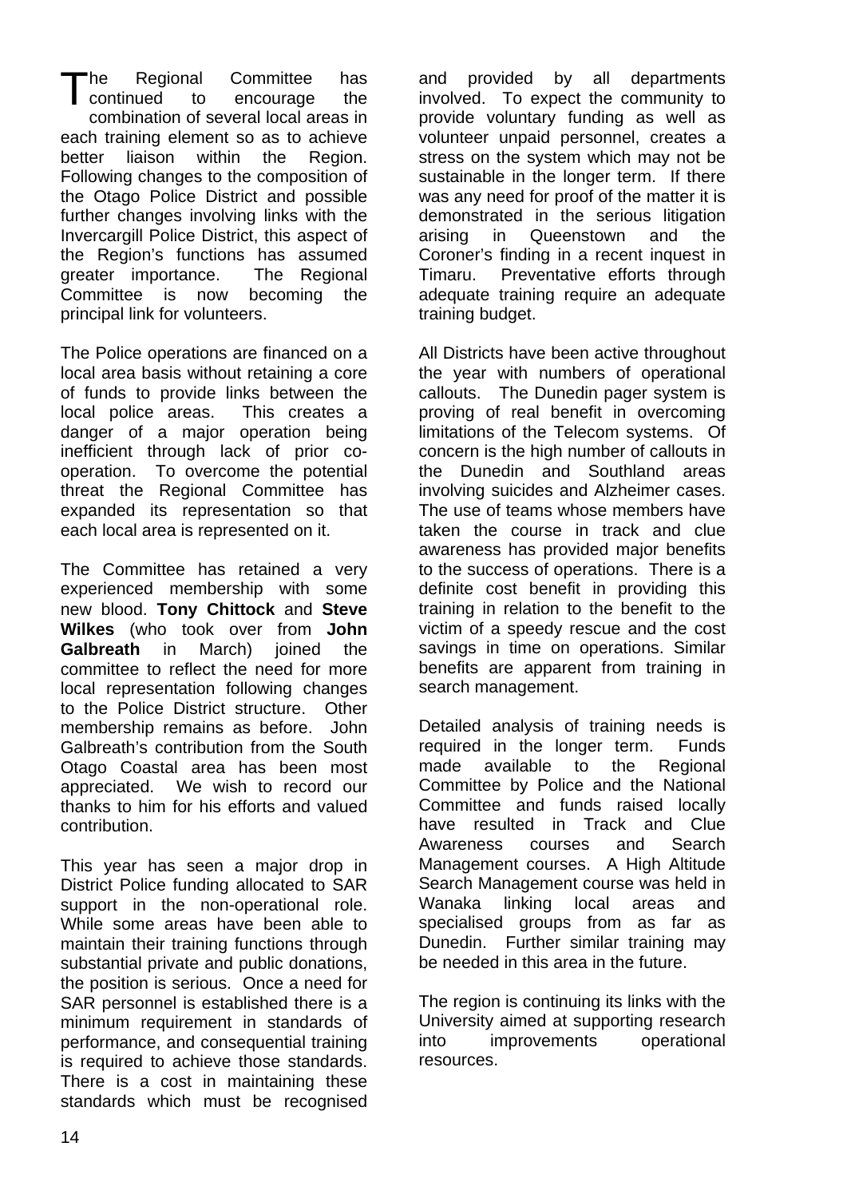The Regional Committee has continued to encourage the combination of several local areas in each training element so as to achieve better liaison within the Region. Following changes to the composition of the Otago Police District and possible further changes involving links with the Invercargill Police District, this aspect of the Region's functions has assumed greater importance. The Regional Committee is now becoming the principal link for volunteers.

The Police operations are financed on a local area basis without retaining a core of funds to provide links between the local police areas. This creates a danger of a major operation being inefficient through lack of prior co-operation. To overcome the potential threat the Regional Committee has expanded its representation so that each local area is represented on it.

The Committee has retained a very experienced membership with some new blood. **Tony Chittock** and **Steve Wilkes** (who took over from **John Galbreath** in March) joined the committee to reflect the need for more local representation following changes to the Police District structure. Other membership remains as before. John Galbreath's contribution from the South Otago Coastal area has been most appreciated. We wish to record our thanks to him for his efforts and valued contribution.

This year has seen a major drop in District Police funding allocated to SAR support in the non-operational role. While some areas have been able to maintain their training functions through substantial private and public donations, the position is serious. Once a need for SAR personnel is established there is a minimum requirement in standards of performance, and consequential training is required to achieve those standards. There is a cost in maintaining these standards which must be recognised and provided by all departments involved. To expect the community to provide voluntary funding as well as volunteer unpaid personnel, creates a stress on the system which may not be sustainable in the longer term. If there was any need for proof of the matter it is demonstrated in the serious litigation arising in Queenstown and the Coroner's finding in a recent inquest in Timaru. Preventative efforts through adequate training require an adequate training budget.

All Districts have been active throughout the year with numbers of operational callouts. The Dunedin pager system is proving of real benefit in overcoming limitations of the Telecom systems. Of concern is the high number of callouts in the Dunedin and Southland areas involving suicides and Alzheimer cases. The use of teams whose members have taken the course in track and clue awareness has provided major benefits to the success of operations. There is a definite cost benefit in providing this training in relation to the benefit to the victim of a speedy rescue and the cost savings in time on operations. Similar benefits are apparent from training in search management.

Detailed analysis of training needs is required in the longer term. Funds made available to the Regional Committee by Police and the National Committee and funds raised locally have resulted in Track and Clue Awareness courses and Search Management courses. A High Altitude Search Management course was held in Wanaka linking local areas and specialised groups from as far as Dunedin. Further similar training may be needed in this area in the future.

The region is continuing its links with the University aimed at supporting research into improvements operational resources.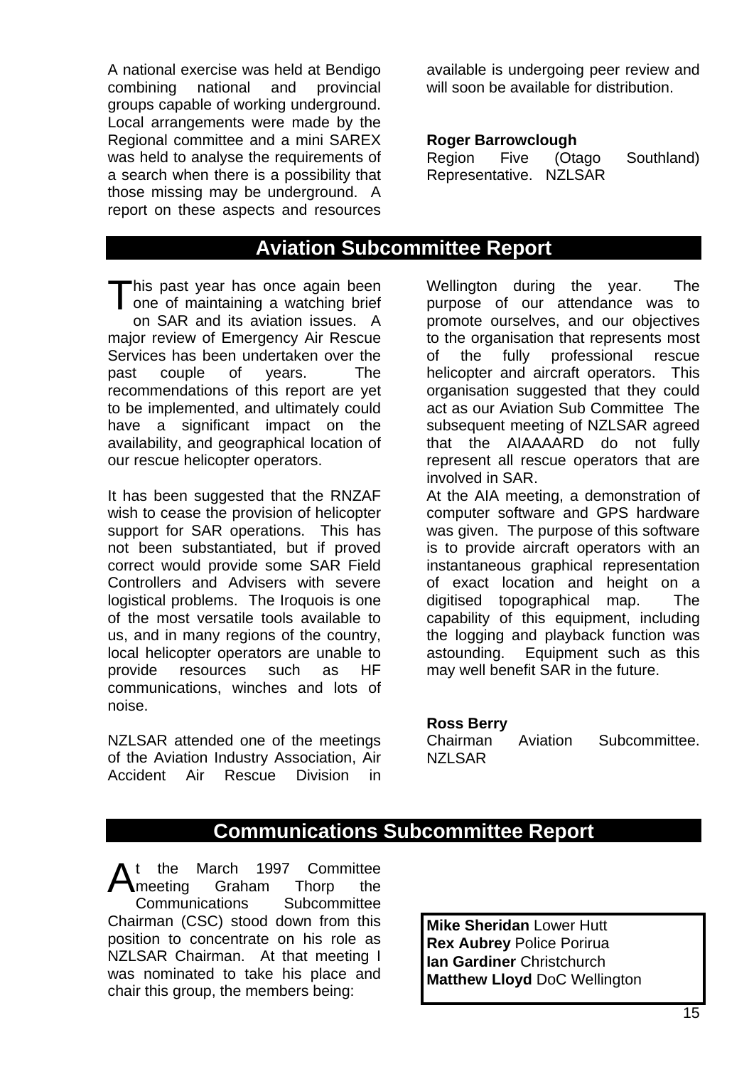A national exercise was held at Bendigo combining national and provincial groups capable of working underground. Local arrangements were made by the Regional committee and a mini SAREX was held to analyse the requirements of a search when there is a possibility that those missing may be underground. A report on these aspects and resources available is undergoing peer review and will soon be available for distribution.

**Roger Barrowclough**
Region Five (Otago Southland) Representative. NZLSAR

## Aviation Subcommittee Report

This past year has once again been one of maintaining a watching brief on SAR and its aviation issues. A major review of Emergency Air Rescue Services has been undertaken over the past couple of years. The recommendations of this report are yet to be implemented, and ultimately could have a significant impact on the availability, and geographical location of our rescue helicopter operators.

It has been suggested that the RNZAF wish to cease the provision of helicopter support for SAR operations. This has not been substantiated, but if proved correct would provide some SAR Field Controllers and Advisers with severe logistical problems. The Iroquois is one of the most versatile tools available to us, and in many regions of the country, local helicopter operators are unable to provide resources such as HF communications, winches and lots of noise.

NZLSAR attended one of the meetings of the Aviation Industry Association, Air Accident Air Rescue Division in Wellington during the year. The purpose of our attendance was to promote ourselves, and our objectives to the organisation that represents most of the fully professional rescue helicopter and aircraft operators. This organisation suggested that they could act as our Aviation Sub Committee The subsequent meeting of NZLSAR agreed that the AIAAAARD do not fully represent all rescue operators that are involved in SAR.

At the AIA meeting, a demonstration of computer software and GPS hardware was given. The purpose of this software is to provide aircraft operators with an instantaneous graphical representation of exact location and height on a digitised topographical map. The capability of this equipment, including the logging and playback function was astounding. Equipment such as this may well benefit SAR in the future.

**Ross Berry**
Chairman Aviation Subcommittee. NZLSAR

## Communications Subcommittee Report

At the March 1997 Committee meeting Graham Thorp the Communications Subcommittee Chairman (CSC) stood down from this position to concentrate on his role as NZLSAR Chairman. At that meeting I was nominated to take his place and chair this group, the members being:

**Mike Sheridan** Lower Hutt
**Rex Aubrey** Police Porirua
**Ian Gardiner** Christchurch
**Matthew Lloyd** DoC Wellington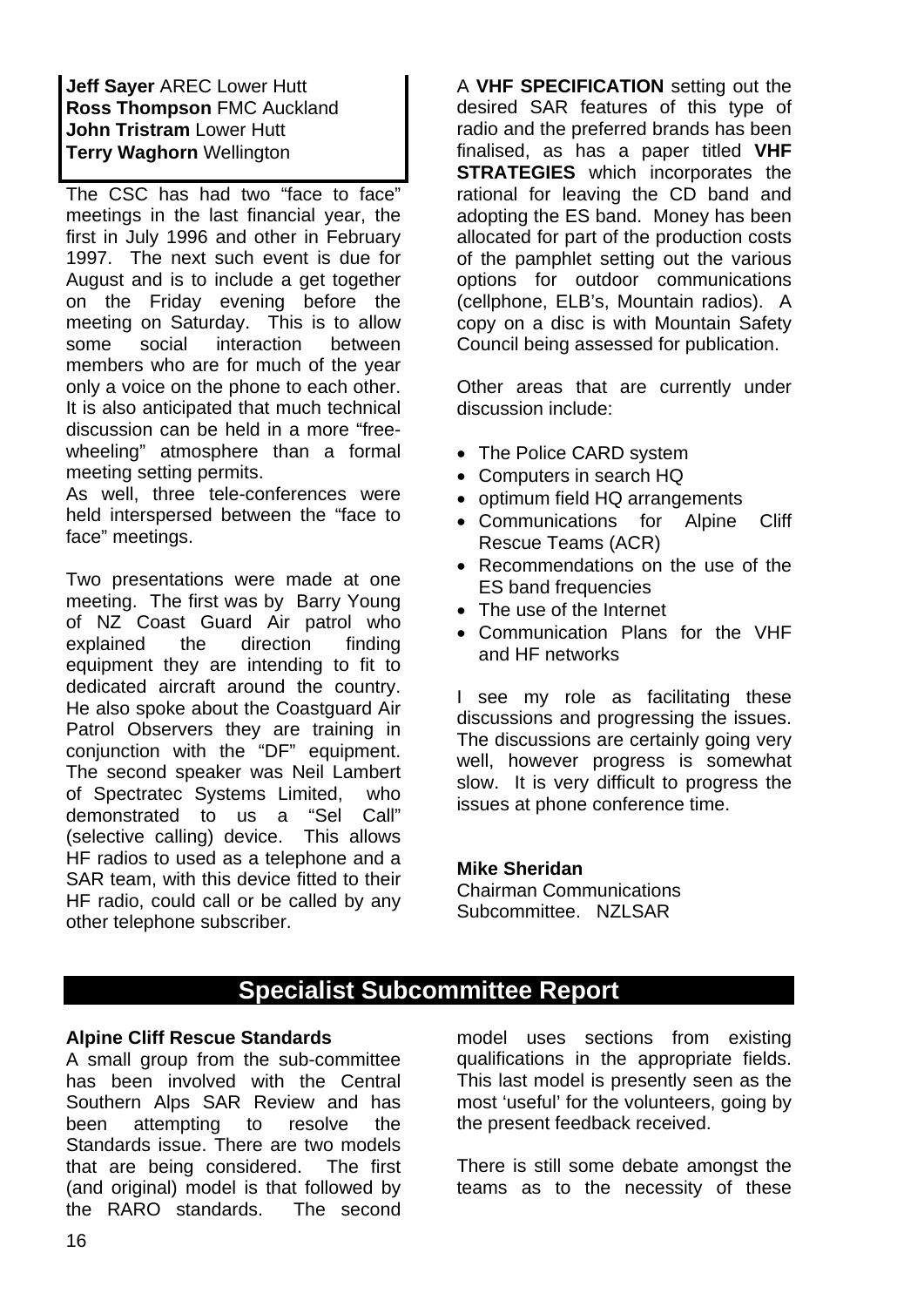**Jeff Sayer** AREC Lower Hutt
**Ross Thompson** FMC Auckland
**John Tristram** Lower Hutt
**Terry Waghorn** Wellington

The CSC has had two "face to face" meetings in the last financial year, the first in July 1996 and other in February 1997. The next such event is due for August and is to include a get together on the Friday evening before the meeting on Saturday. This is to allow some social interaction between members who are for much of the year only a voice on the phone to each other. It is also anticipated that much technical discussion can be held in a more "free-wheeling" atmosphere than a formal meeting setting permits.
As well, three tele-conferences were held interspersed between the "face to face" meetings.

Two presentations were made at one meeting. The first was by Barry Young of NZ Coast Guard Air patrol who explained the direction finding equipment they are intending to fit to dedicated aircraft around the country. He also spoke about the Coastguard Air Patrol Observers they are training in conjunction with the "DF" equipment. The second speaker was Neil Lambert of Spectratec Systems Limited, who demonstrated to us a "Sel Call" (selective calling) device. This allows HF radios to used as a telephone and a SAR team, with this device fitted to their HF radio, could call or be called by any other telephone subscriber.

A **VHF SPECIFICATION** setting out the desired SAR features of this type of radio and the preferred brands has been finalised, as has a paper titled **VHF STRATEGIES** which incorporates the rational for leaving the CD band and adopting the ES band. Money has been allocated for part of the production costs of the pamphlet setting out the various options for outdoor communications (cellphone, ELB's, Mountain radios). A copy on a disc is with Mountain Safety Council being assessed for publication.

Other areas that are currently under discussion include:

- The Police CARD system
- Computers in search HQ
- optimum field HQ arrangements
- Communications for Alpine Cliff Rescue Teams (ACR)
- Recommendations on the use of the ES band frequencies
- The use of the Internet
- Communication Plans for the VHF and HF networks

I see my role as facilitating these discussions and progressing the issues. The discussions are certainly going very well, however progress is somewhat slow. It is very difficult to progress the issues at phone conference time.

**Mike Sheridan**
Chairman Communications Subcommittee. NZLSAR

## Specialist Subcommittee Report

**Alpine Cliff Rescue Standards**
A small group from the sub-committee has been involved with the Central Southern Alps SAR Review and has been attempting to resolve the Standards issue. There are two models that are being considered. The first (and original) model is that followed by the RARO standards. The second model uses sections from existing qualifications in the appropriate fields. This last model is presently seen as the most 'useful' for the volunteers, going by the present feedback received.

There is still some debate amongst the teams as to the necessity of these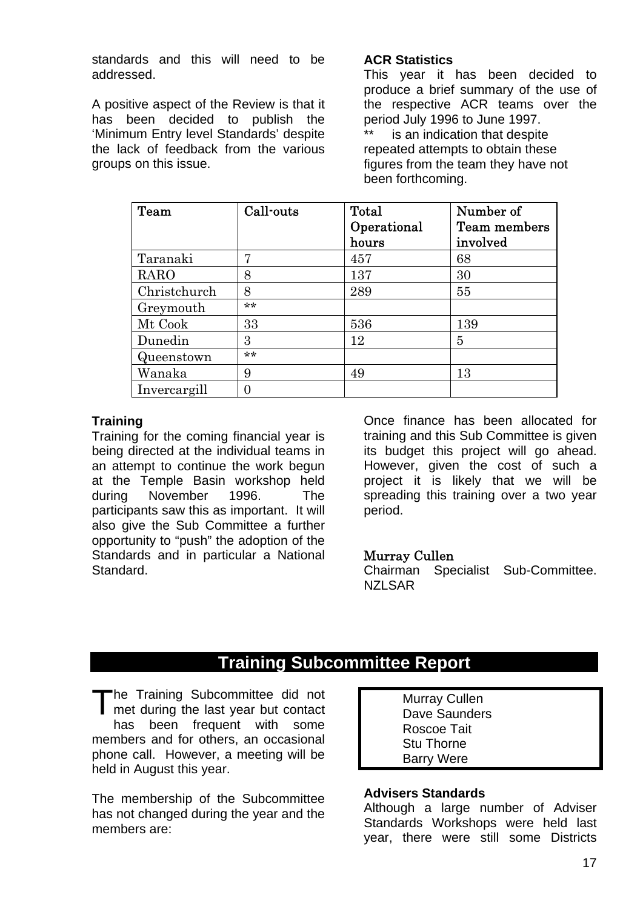standards and this will need to be addressed.

A positive aspect of the Review is that it has been decided to publish the 'Minimum Entry level Standards' despite the lack of feedback from the various groups on this issue.

**ACR Statistics**

This year it has been decided to produce a brief summary of the use of the respective ACR teams over the period July 1996 to June 1997.

** is an indication that despite repeated attempts to obtain these figures from the team they have not been forthcoming.

| Team | Call-outs | Total Operational hours | Number of Team members involved |
|---|---|---|---|
| Taranaki | 7 | 457 | 68 |
| RARO | 8 | 137 | 30 |
| Christchurch | 8 | 289 | 55 |
| Greymouth | ** | | |
| Mt Cook | 33 | 536 | 139 |
| Dunedin | 3 | 12 | 5 |
| Queenstown | ** | | |
| Wanaka | 9 | 49 | 13 |
| Invercargill | 0 | | |

**Training**

Training for the coming financial year is being directed at the individual teams in an attempt to continue the work begun at the Temple Basin workshop held during November 1996. The participants saw this as important. It will also give the Sub Committee a further opportunity to "push" the adoption of the Standards and in particular a National Standard.

Once finance has been allocated for training and this Sub Committee is given its budget this project will go ahead. However, given the cost of such a project it is likely that we will be spreading this training over a two year period.

**Murray Cullen**
Chairman Specialist Sub-Committee. NZLSAR

## Training Subcommittee Report

The Training Subcommittee did not met during the last year but contact has been frequent with some members and for others, an occasional phone call. However, a meeting will be held in August this year.

The membership of the Subcommittee has not changed during the year and the members are:

- Murray Cullen
- Dave Saunders
- Roscoe Tait
- Stu Thorne
- Barry Were

**Advisers Standards**

Although a large number of Adviser Standards Workshops were held last year, there were still some Districts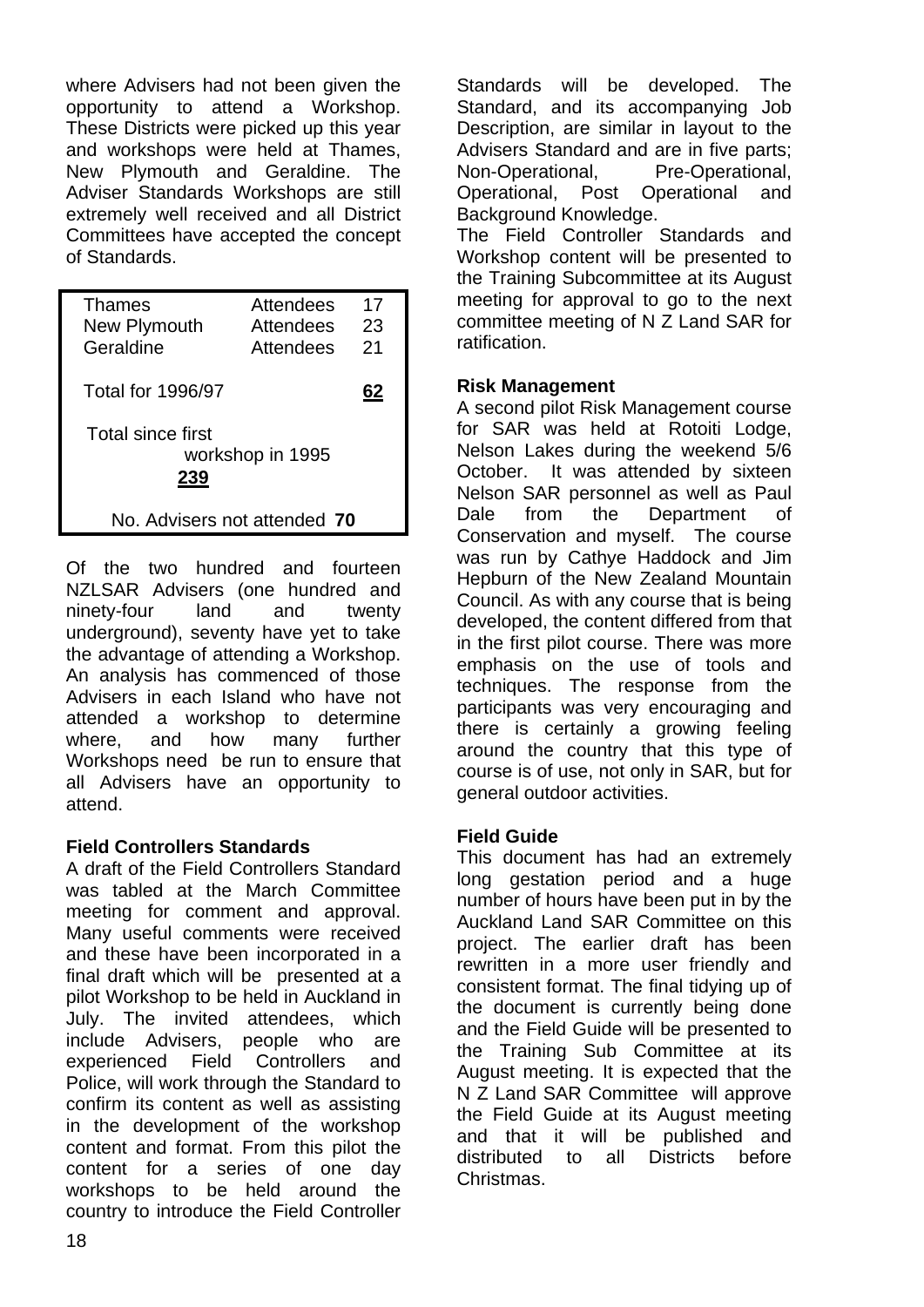where Advisers had not been given the opportunity to attend a Workshop. These Districts were picked up this year and workshops were held at Thames, New Plymouth and Geraldine. The Adviser Standards Workshops are still extremely well received and all District Committees have accepted the concept of Standards.

| | | |
|---|---|---|
| Thames | Attendees | 17 |
| New Plymouth | Attendees | 23 |
| Geraldine | Attendees | 21 |
| Total for 1996/97 | | **62** |
| Total since first workshop in 1995 | | **239** |
| No. Advisers not attended | | **70** |

Of the two hundred and fourteen NZLSAR Advisers (one hundred and ninety-four land and twenty underground), seventy have yet to take the advantage of attending a Workshop. An analysis has commenced of those Advisers in each Island who have not attended a workshop to determine where, and how many further Workshops need be run to ensure that all Advisers have an opportunity to attend.

**Field Controllers Standards**

A draft of the Field Controllers Standard was tabled at the March Committee meeting for comment and approval. Many useful comments were received and these have been incorporated in a final draft which will be presented at a pilot Workshop to be held in Auckland in July. The invited attendees, which include Advisers, people who are experienced Field Controllers and Police, will work through the Standard to confirm its content as well as assisting in the development of the workshop content and format. From this pilot the content for a series of one day workshops to be held around the country to introduce the Field Controller Standards will be developed. The Standard, and its accompanying Job Description, are similar in layout to the Advisers Standard and are in five parts; Non-Operational, Pre-Operational, Operational, Post Operational and Background Knowledge.

The Field Controller Standards and Workshop content will be presented to the Training Subcommittee at its August meeting for approval to go to the next committee meeting of N Z Land SAR for ratification.

**Risk Management**

A second pilot Risk Management course for SAR was held at Rotoiti Lodge, Nelson Lakes during the weekend 5/6 October. It was attended by sixteen Nelson SAR personnel as well as Paul Dale from the Department of Conservation and myself. The course was run by Cathye Haddock and Jim Hepburn of the New Zealand Mountain Council. As with any course that is being developed, the content differed from that in the first pilot course. There was more emphasis on the use of tools and techniques. The response from the participants was very encouraging and there is certainly a growing feeling around the country that this type of course is of use, not only in SAR, but for general outdoor activities.

**Field Guide**

This document has had an extremely long gestation period and a huge number of hours have been put in by the Auckland Land SAR Committee on this project. The earlier draft has been rewritten in a more user friendly and consistent format. The final tidying up of the document is currently being done and the Field Guide will be presented to the Training Sub Committee at its August meeting. It is expected that the N Z Land SAR Committee will approve the Field Guide at its August meeting and that it will be published and distributed to all Districts before Christmas.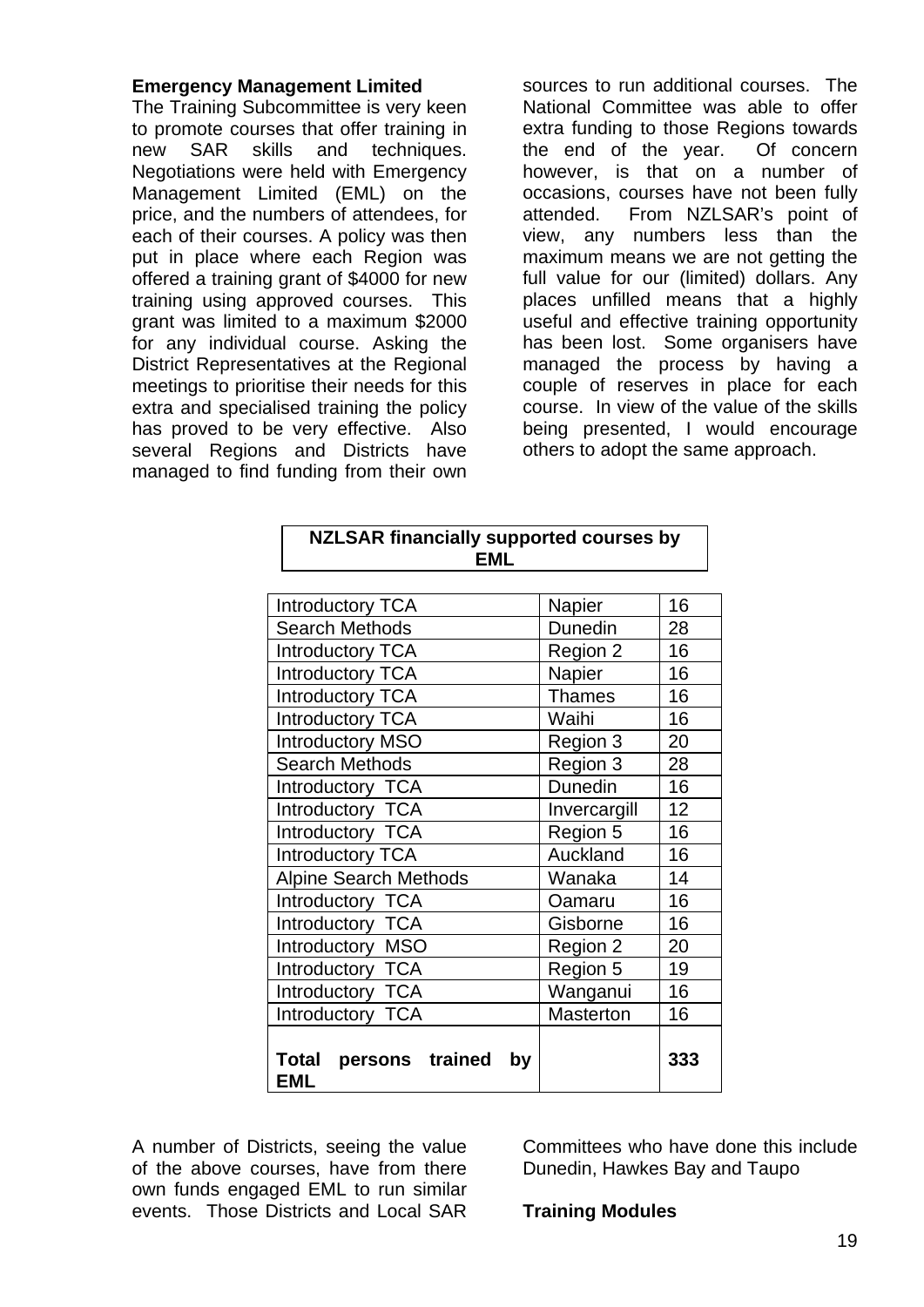**Emergency Management Limited**

The Training Subcommittee is very keen to promote courses that offer training in new SAR skills and techniques. Negotiations were held with Emergency Management Limited (EML) on the price, and the numbers of attendees, for each of their courses. A policy was then put in place where each Region was offered a training grant of $4000 for new training using approved courses. This grant was limited to a maximum $2000 for any individual course. Asking the District Representatives at the Regional meetings to prioritise their needs for this extra and specialised training the policy has proved to be very effective. Also several Regions and Districts have managed to find funding from their own sources to run additional courses. The National Committee was able to offer extra funding to those Regions towards the end of the year. Of concern however, is that on a number of occasions, courses have not been fully attended. From NZLSAR's point of view, any numbers less than the maximum means we are not getting the full value for our (limited) dollars. Any places unfilled means that a highly useful and effective training opportunity has been lost. Some organisers have managed the process by having a couple of reserves in place for each course. In view of the value of the skills being presented, I would encourage others to adopt the same approach.

**NZLSAR financially supported courses by EML**

| Course | Location | Number |
|---|---|---|
| Introductory TCA | Napier | 16 |
| Search Methods | Dunedin | 28 |
| Introductory TCA | Region 2 | 16 |
| Introductory TCA | Napier | 16 |
| Introductory TCA | Thames | 16 |
| Introductory TCA | Waihi | 16 |
| Introductory MSO | Region 3 | 20 |
| Search Methods | Region 3 | 28 |
| Introductory TCA | Dunedin | 16 |
| Introductory TCA | Invercargill | 12 |
| Introductory TCA | Region 5 | 16 |
| Introductory TCA | Auckland | 16 |
| Alpine Search Methods | Wanaka | 14 |
| Introductory TCA | Oamaru | 16 |
| Introductory TCA | Gisborne | 16 |
| Introductory MSO | Region 2 | 20 |
| Introductory TCA | Region 5 | 19 |
| Introductory TCA | Wanganui | 16 |
| Introductory TCA | Masterton | 16 |
| **Total persons trained by EML** | | **333** |

A number of Districts, seeing the value of the above courses, have from there own funds engaged EML to run similar events. Those Districts and Local SAR Committees who have done this include Dunedin, Hawkes Bay and Taupo

**Training Modules**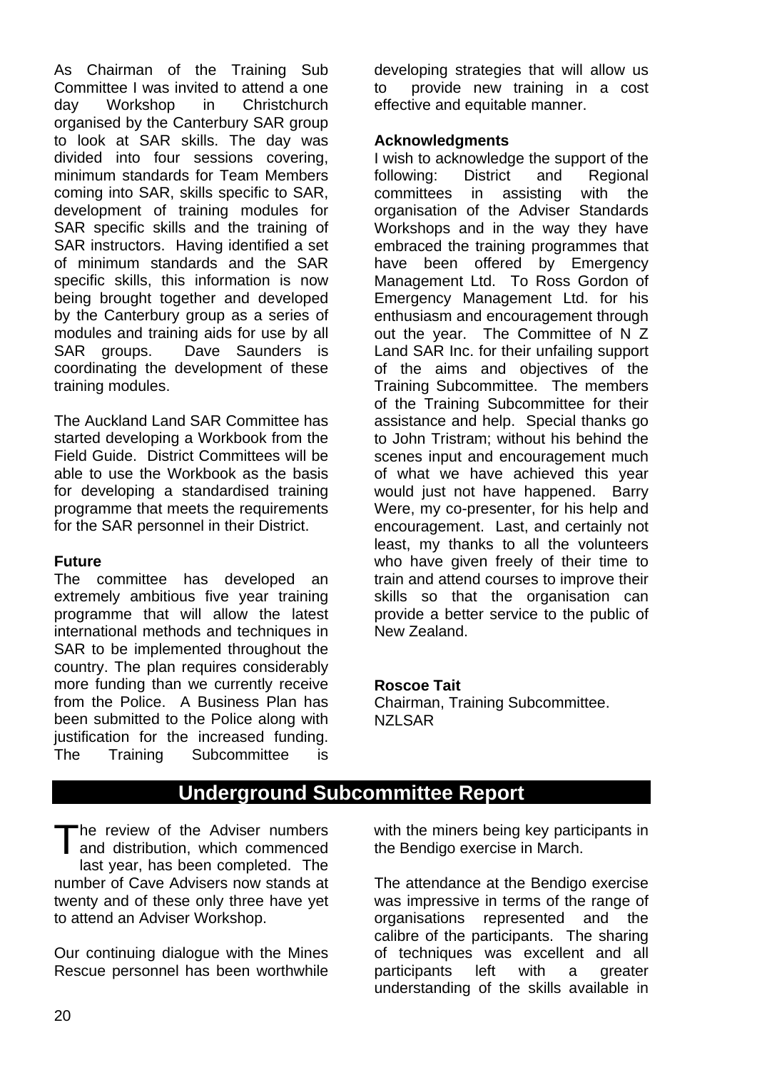As Chairman of the Training Sub Committee I was invited to attend a one day Workshop in Christchurch organised by the Canterbury SAR group to look at SAR skills. The day was divided into four sessions covering, minimum standards for Team Members coming into SAR, skills specific to SAR, development of training modules for SAR specific skills and the training of SAR instructors. Having identified a set of minimum standards and the SAR specific skills, this information is now being brought together and developed by the Canterbury group as a series of modules and training aids for use by all SAR groups. Dave Saunders is coordinating the development of these training modules.

The Auckland Land SAR Committee has started developing a Workbook from the Field Guide. District Committees will be able to use the Workbook as the basis for developing a standardised training programme that meets the requirements for the SAR personnel in their District.

**Future**

The committee has developed an extremely ambitious five year training programme that will allow the latest international methods and techniques in SAR to be implemented throughout the country. The plan requires considerably more funding than we currently receive from the Police. A Business Plan has been submitted to the Police along with justification for the increased funding. The Training Subcommittee is developing strategies that will allow us to provide new training in a cost effective and equitable manner.

**Acknowledgments**

I wish to acknowledge the support of the following: District and Regional committees in assisting with the organisation of the Adviser Standards Workshops and in the way they have embraced the training programmes that have been offered by Emergency Management Ltd. To Ross Gordon of Emergency Management Ltd. for his enthusiasm and encouragement through out the year. The Committee of N Z Land SAR Inc. for their unfailing support of the aims and objectives of the Training Subcommittee. The members of the Training Subcommittee for their assistance and help. Special thanks go to John Tristram; without his behind the scenes input and encouragement much of what we have achieved this year would just not have happened. Barry Were, my co-presenter, for his help and encouragement. Last, and certainly not least, my thanks to all the volunteers who have given freely of their time to train and attend courses to improve their skills so that the organisation can provide a better service to the public of New Zealand.

**Roscoe Tait**
Chairman, Training Subcommittee.
NZLSAR

## Underground Subcommittee Report

The review of the Adviser numbers and distribution, which commenced last year, has been completed. The number of Cave Advisers now stands at twenty and of these only three have yet to attend an Adviser Workshop.

Our continuing dialogue with the Mines Rescue personnel has been worthwhile with the miners being key participants in the Bendigo exercise in March.

The attendance at the Bendigo exercise was impressive in terms of the range of organisations represented and the calibre of the participants. The sharing of techniques was excellent and all participants left with a greater understanding of the skills available in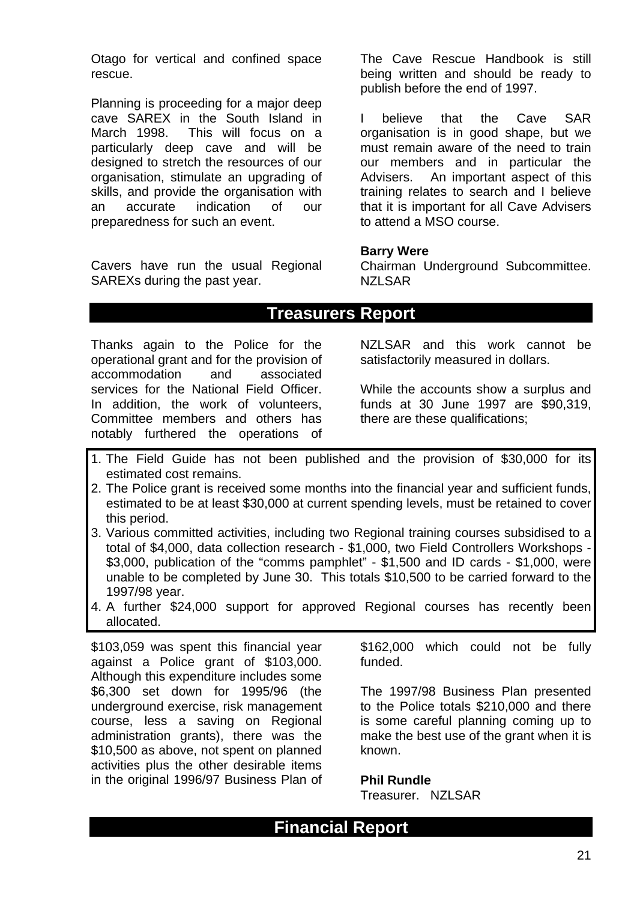Otago for vertical and confined space rescue.

Planning is proceeding for a major deep cave SAREX in the South Island in March 1998. This will focus on a particularly deep cave and will be designed to stretch the resources of our organisation, stimulate an upgrading of skills, and provide the organisation with an accurate indication of our preparedness for such an event.

Cavers have run the usual Regional SAREXs during the past year.

The Cave Rescue Handbook is still being written and should be ready to publish before the end of 1997.

I believe that the Cave SAR organisation is in good shape, but we must remain aware of the need to train our members and in particular the Advisers. An important aspect of this training relates to search and I believe that it is important for all Cave Advisers to attend a MSO course.

**Barry Were**
Chairman Underground Subcommittee. NZLSAR

## Treasurers Report

Thanks again to the Police for the operational grant and for the provision of accommodation and associated services for the National Field Officer. In addition, the work of volunteers, Committee members and others has notably furthered the operations of NZLSAR and this work cannot be satisfactorily measured in dollars.

While the accounts show a surplus and funds at 30 June 1997 are $90,319, there are these qualifications;

1. The Field Guide has not been published and the provision of $30,000 for its estimated cost remains.
2. The Police grant is received some months into the financial year and sufficient funds, estimated to be at least $30,000 at current spending levels, must be retained to cover this period.
3. Various committed activities, including two Regional training courses subsidised to a total of $4,000, data collection research - $1,000, two Field Controllers Workshops - $3,000, publication of the "comms pamphlet" - $1,500 and ID cards - $1,000, were unable to be completed by June 30. This totals $10,500 to be carried forward to the 1997/98 year.
4. A further $24,000 support for approved Regional courses has recently been allocated.

$103,059 was spent this financial year against a Police grant of $103,000. Although this expenditure includes some $6,300 set down for 1995/96 (the underground exercise, risk management course, less a saving on Regional administration grants), there was the $10,500 as above, not spent on planned activities plus the other desirable items in the original 1996/97 Business Plan of $162,000 which could not be fully funded.

The 1997/98 Business Plan presented to the Police totals $210,000 and there is some careful planning coming up to make the best use of the grant when it is known.

**Phil Rundle**
Treasurer. NZLSAR

## Financial Report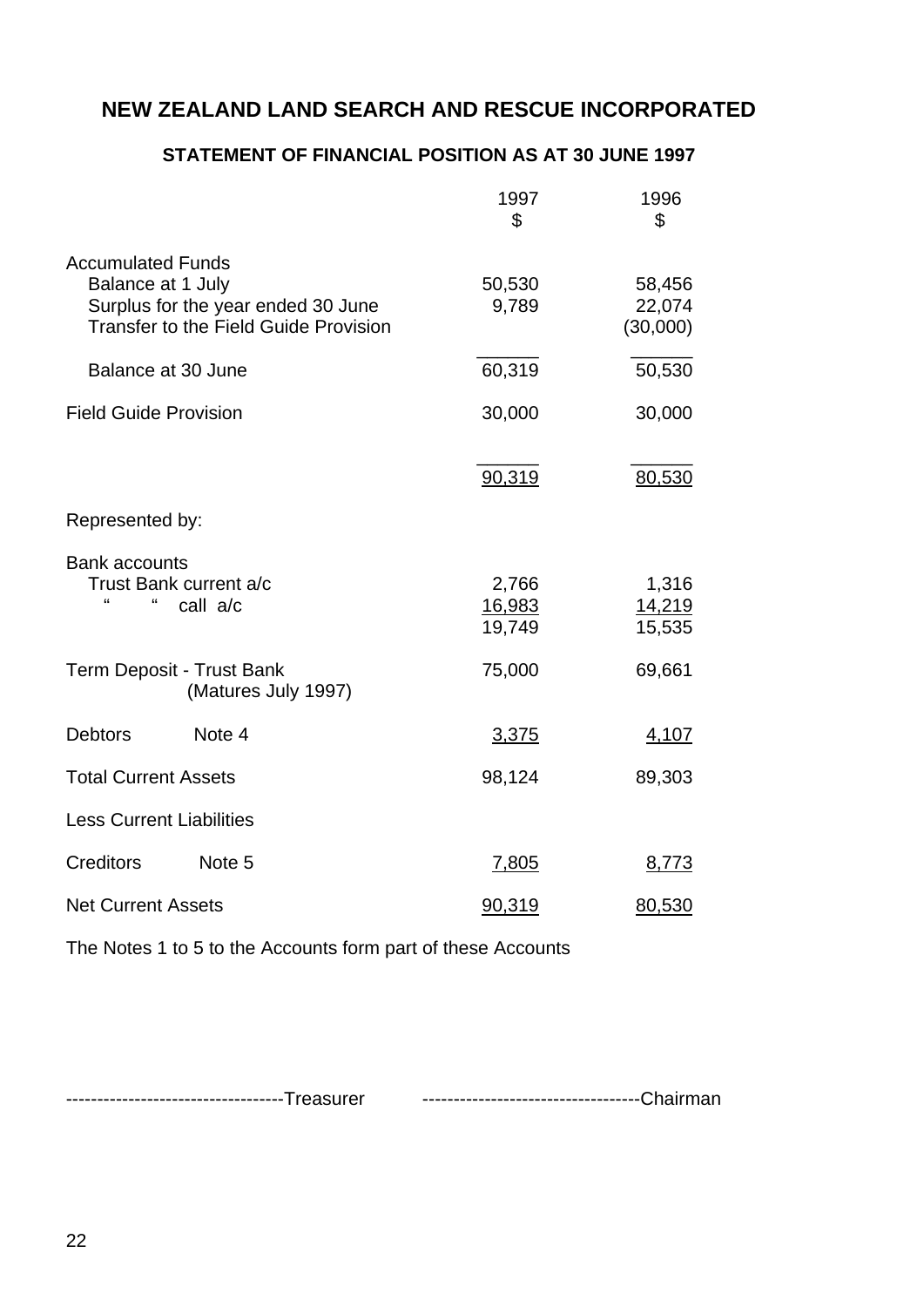# NEW ZEALAND LAND SEARCH AND RESCUE INCORPORATED

## STATEMENT OF FINANCIAL POSITION AS AT 30 JUNE 1997

| | 1997<br>$ | 1996<br>$ |
|---|---|---|
| **Accumulated Funds** | | |
| Balance at 1 July | 50,530 | 58,456 |
| Surplus for the year ended 30 June | 9,789 | 22,074 |
| Transfer to the Field Guide Provision | | (30,000) |
| Balance at 30 June | 60,319 | 50,530 |
| Field Guide Provision | 30,000 | 30,000 |
| | 90,319 | 80,530 |
| Represented by: | | |
| **Bank accounts** | | |
| Trust Bank current a/c | 2,766 | 1,316 |
| " " call a/c | 16,983 | 14,219 |
| | 19,749 | 15,535 |
| Term Deposit - Trust Bank (Matures July 1997) | 75,000 | 69,661 |
| Debtors Note 4 | 3,375 | 4,107 |
| Total Current Assets | 98,124 | 89,303 |
| Less Current Liabilities | | |
| Creditors Note 5 | 7,805 | 8,773 |
| Net Current Assets | 90,319 | 80,530 |

The Notes 1 to 5 to the Accounts form part of these Accounts

----------------------------------Treasurer ----------------------------------Chairman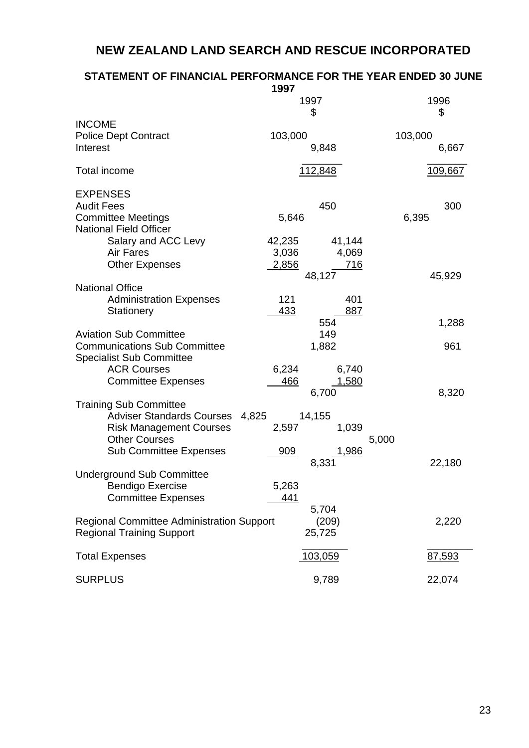# NEW ZEALAND LAND SEARCH AND RESCUE INCORPORATED

## STATEMENT OF FINANCIAL PERFORMANCE FOR THE YEAR ENDED 30 JUNE 1997

| | 1997 $ | 1997 $ | 1996 $ | 1996 $ |
|---|---|---|---|---|
| **INCOME** | | | | |
| Police Dept Contract | | 103,000 | | 103,000 |
| Interest | | 9,848 | | 6,667 |
| Total income | | 112,848 | | 109,667 |
| **EXPENSES** | | | | |
| Audit Fees | | 450 | | 300 |
| Committee Meetings | | 5,646 | | 6,395 |
| National Field Officer | | | | |
| Salary and ACC Levy | 42,235 | | 41,144 | |
| Air Fares | 3,036 | | 4,069 | |
| Other Expenses | 2,856 | | 716 | |
| | | 48,127 | | 45,929 |
| National Office | | | | |
| Administration Expenses | 121 | | 401 | |
| Stationery | 433 | | 887 | |
| | | 554 | | 1,288 |
| Aviation Sub Committee | | 149 | | |
| Communications Sub Committee | | 1,882 | | 961 |
| Specialist Sub Committee | | | | |
| ACR Courses | 6,234 | | 6,740 | |
| Committee Expenses | 466 | | 1,580 | |
| | | 6,700 | | 8,320 |
| Training Sub Committee | | | | |
| Adviser Standards Courses | 4,825 | | 14,155 | |
| Risk Management Courses | 2,597 | | 1,039 | |
| Other Courses | | | 5,000 | |
| Sub Committee Expenses | 909 | | 1,986 | |
| | | 8,331 | | 22,180 |
| Underground Sub Committee | | | | |
| Bendigo Exercise | 5,263 | | | |
| Committee Expenses | 441 | | | |
| | | 5,704 | | |
| Regional Committee Administration Support | | (209) | | 2,220 |
| Regional Training Support | | 25,725 | | |
| Total Expenses | | 103,059 | | 87,593 |
| SURPLUS | | 9,789 | | 22,074 |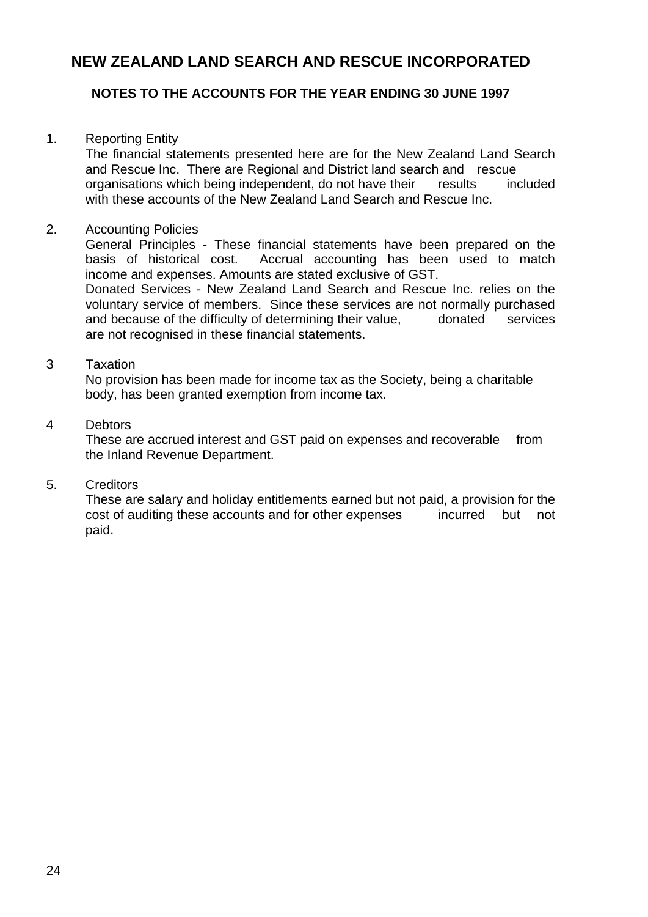# NEW ZEALAND LAND SEARCH AND RESCUE INCORPORATED

## NOTES TO THE ACCOUNTS FOR THE YEAR ENDING 30 JUNE 1997

1. Reporting Entity

   The financial statements presented here are for the New Zealand Land Search and Rescue Inc. There are Regional and District land search and rescue organisations which being independent, do not have their results included with these accounts of the New Zealand Land Search and Rescue Inc.

2. Accounting Policies

   General Principles - These financial statements have been prepared on the basis of historical cost. Accrual accounting has been used to match income and expenses. Amounts are stated exclusive of GST.

   Donated Services - New Zealand Land Search and Rescue Inc. relies on the voluntary service of members. Since these services are not normally purchased and because of the difficulty of determining their value, donated services are not recognised in these financial statements.

3. Taxation

   No provision has been made for income tax as the Society, being a charitable body, has been granted exemption from income tax.

4. Debtors

   These are accrued interest and GST paid on expenses and recoverable from the Inland Revenue Department.

5. Creditors

   These are salary and holiday entitlements earned but not paid, a provision for the cost of auditing these accounts and for other expenses incurred but not paid.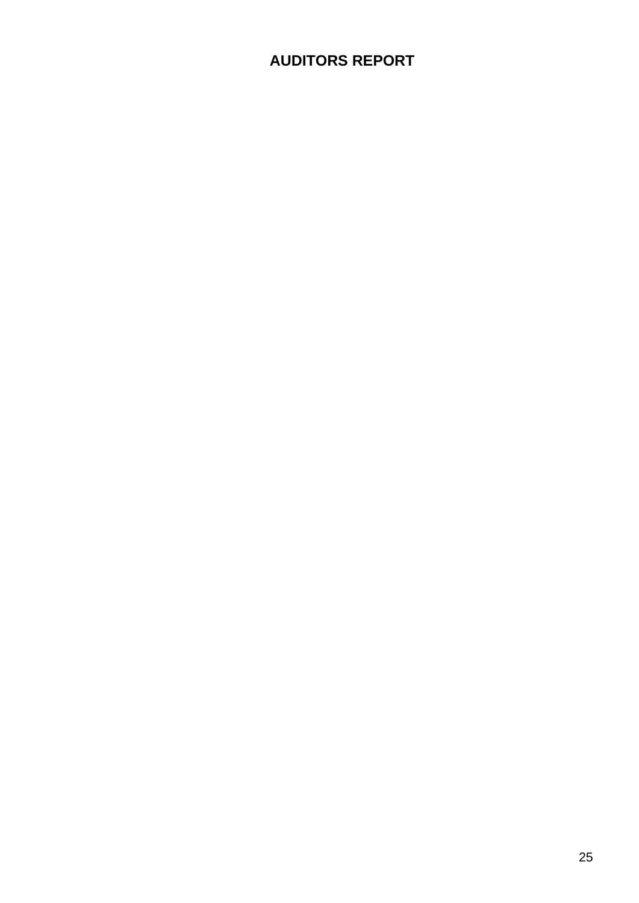# AUDITORS REPORT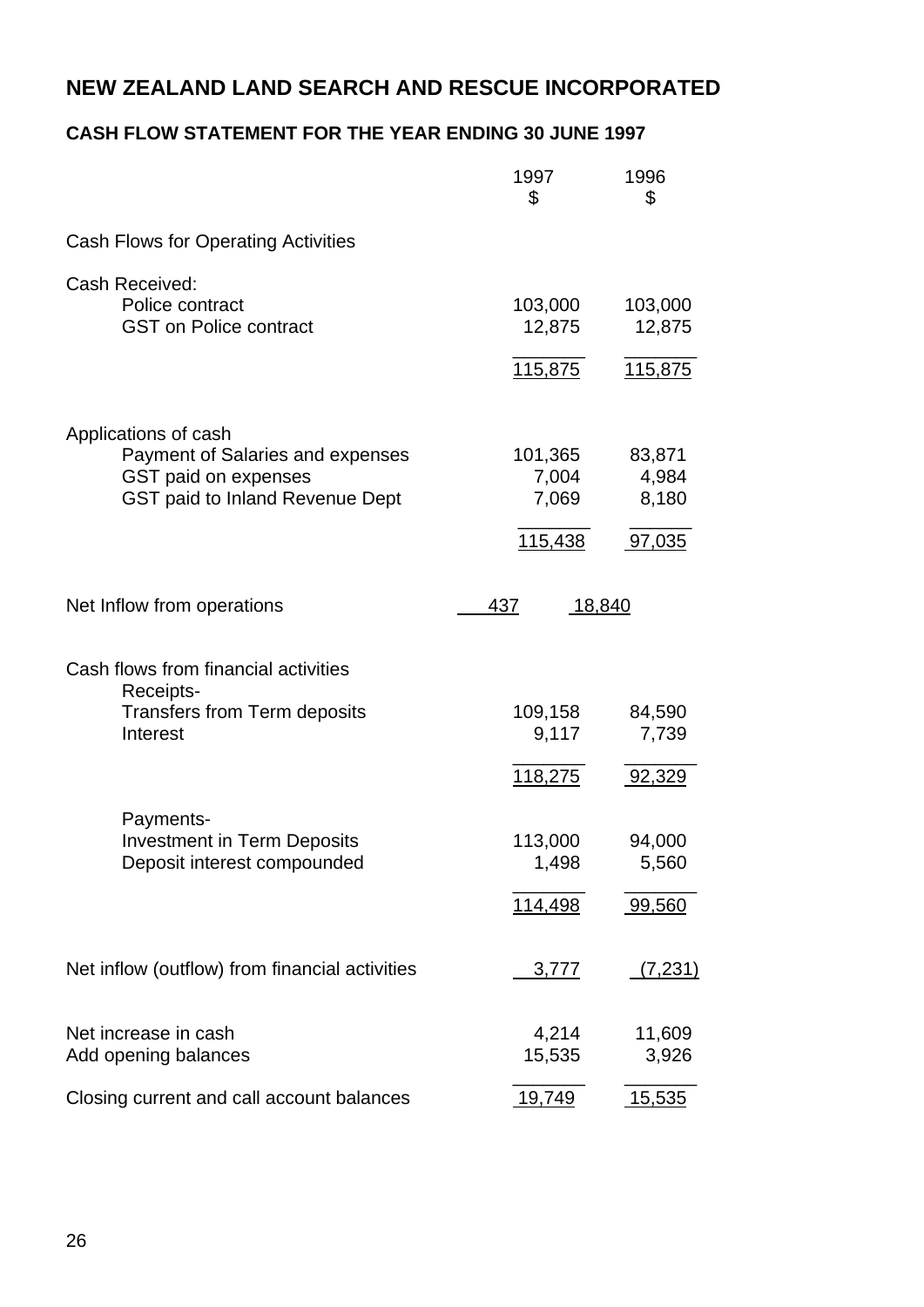# NEW ZEALAND LAND SEARCH AND RESCUE INCORPORATED

## CASH FLOW STATEMENT FOR THE YEAR ENDING 30 JUNE 1997

| | 1997 $ | 1996 $ |
|---|---|---|
| **Cash Flows for Operating Activities** | | |
| Cash Received: | | |
| Police contract | 103,000 | 103,000 |
| GST on Police contract | 12,875 | 12,875 |
| | 115,875 | 115,875 |
| Applications of cash | | |
| Payment of Salaries and expenses | 101,365 | 83,871 |
| GST paid on expenses | 7,004 | 4,984 |
| GST paid to Inland Revenue Dept | 7,069 | 8,180 |
| | 115,438 | 97,035 |
| Net Inflow from operations | 437 | 18,840 |
| **Cash flows from financial activities** | | |
| Receipts- | | |
| Transfers from Term deposits | 109,158 | 84,590 |
| Interest | 9,117 | 7,739 |
| | 118,275 | 92,329 |
| Payments- | | |
| Investment in Term Deposits | 113,000 | 94,000 |
| Deposit interest compounded | 1,498 | 5,560 |
| | 114,498 | 99,560 |
| Net inflow (outflow) from financial activities | 3,777 | (7,231) |
| Net increase in cash | 4,214 | 11,609 |
| Add opening balances | 15,535 | 3,926 |
| Closing current and call account balances | 19,749 | 15,535 |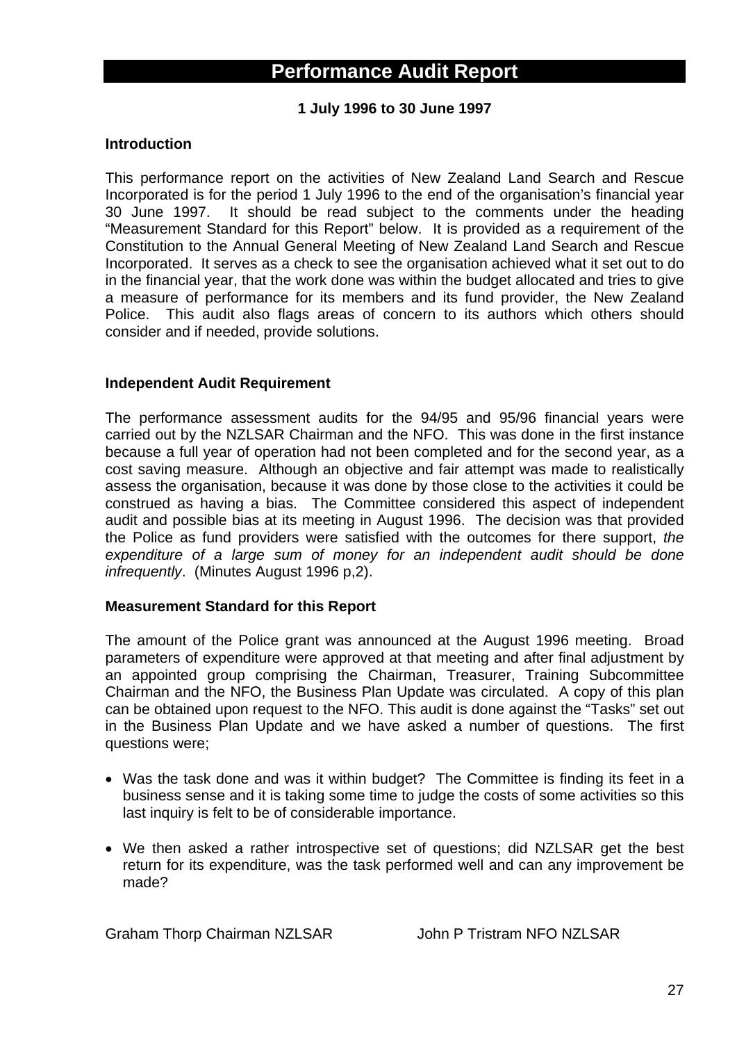# Performance Audit Report

**1 July 1996 to 30 June 1997**

**Introduction**

This performance report on the activities of New Zealand Land Search and Rescue Incorporated is for the period 1 July 1996 to the end of the organisation's financial year 30 June 1997. It should be read subject to the comments under the heading "Measurement Standard for this Report" below. It is provided as a requirement of the Constitution to the Annual General Meeting of New Zealand Land Search and Rescue Incorporated. It serves as a check to see the organisation achieved what it set out to do in the financial year, that the work done was within the budget allocated and tries to give a measure of performance for its members and its fund provider, the New Zealand Police. This audit also flags areas of concern to its authors which others should consider and if needed, provide solutions.

**Independent Audit Requirement**

The performance assessment audits for the 94/95 and 95/96 financial years were carried out by the NZLSAR Chairman and the NFO. This was done in the first instance because a full year of operation had not been completed and for the second year, as a cost saving measure. Although an objective and fair attempt was made to realistically assess the organisation, because it was done by those close to the activities it could be construed as having a bias. The Committee considered this aspect of independent audit and possible bias at its meeting in August 1996. The decision was that provided the Police as fund providers were satisfied with the outcomes for there support, *the expenditure of a large sum of money for an independent audit should be done infrequently*. (Minutes August 1996 p,2).

**Measurement Standard for this Report**

The amount of the Police grant was announced at the August 1996 meeting. Broad parameters of expenditure were approved at that meeting and after final adjustment by an appointed group comprising the Chairman, Treasurer, Training Subcommittee Chairman and the NFO, the Business Plan Update was circulated. A copy of this plan can be obtained upon request to the NFO. This audit is done against the "Tasks" set out in the Business Plan Update and we have asked a number of questions. The first questions were;

- Was the task done and was it within budget? The Committee is finding its feet in a business sense and it is taking some time to judge the costs of some activities so this last inquiry is felt to be of considerable importance.
- We then asked a rather introspective set of questions; did NZLSAR get the best return for its expenditure, was the task performed well and can any improvement be made?

Graham Thorp Chairman NZLSAR          John P Tristram NFO NZLSAR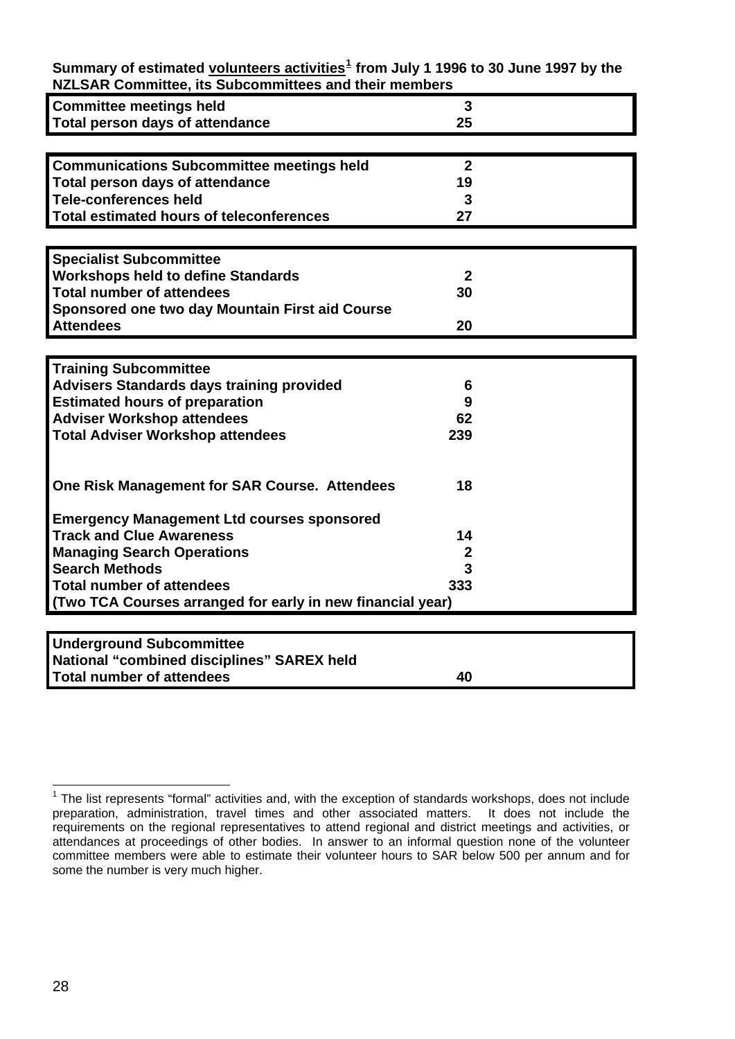**Summary of estimated volunteers activities[1] from July 1 1996 to 30 June 1997 by the NZLSAR Committee, its Subcommittees and their members**

| | |
|---|---|
| **Committee meetings held** | **3** |
| **Total person days of attendance** | **25** |

| | |
|---|---|
| **Communications Subcommittee meetings held** | **2** |
| **Total person days of attendance** | **19** |
| **Tele-conferences held** | **3** |
| **Total estimated hours of teleconferences** | **27** |

| | |
|---|---|
| **Specialist Subcommittee** | |
| **Workshops held to define Standards** | **2** |
| **Total number of attendees** | **30** |
| **Sponsored one two day Mountain First aid Course** | |
| **Attendees** | **20** |

| | |
|---|---|
| **Training Subcommittee** | |
| **Advisers Standards days training provided** | **6** |
| **Estimated hours of preparation** | **9** |
| **Adviser Workshop attendees** | **62** |
| **Total Adviser Workshop attendees** | **239** |
| **One Risk Management for SAR Course. Attendees** | **18** |
| **Emergency Management Ltd courses sponsored** | |
| **Track and Clue Awareness** | **14** |
| **Managing Search Operations** | **2** |
| **Search Methods** | **3** |
| **Total number of attendees** | **333** |
| **(Two TCA Courses arranged for early in new financial year)** | |

| | |
|---|---|
| **Underground Subcommittee** | |
| **National "combined disciplines" SAREX held** | |
| **Total number of attendees** | **40** |

[1] The list represents "formal" activities and, with the exception of standards workshops, does not include preparation, administration, travel times and other associated matters. It does not include the requirements on the regional representatives to attend regional and district meetings and activities, or attendances at proceedings of other bodies. In answer to an informal question none of the volunteer committee members were able to estimate their volunteer hours to SAR below 500 per annum and for some the number is very much higher.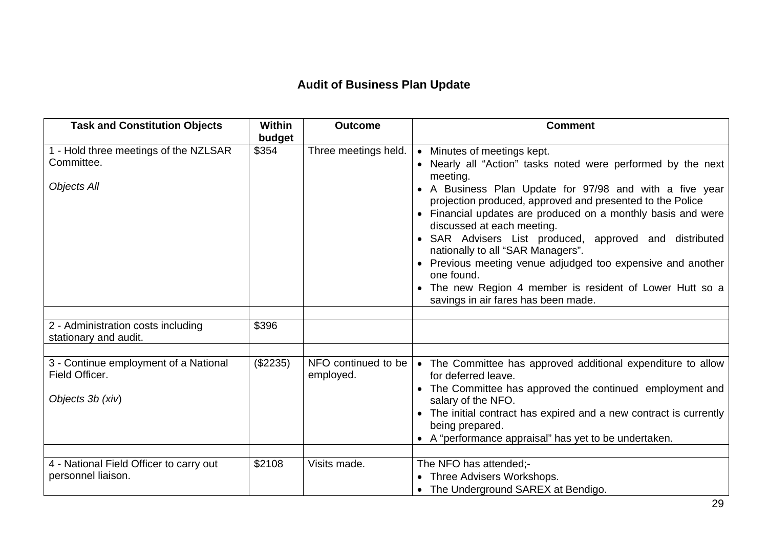## Audit of Business Plan Update

| Task and Constitution Objects | Within budget | Outcome | Comment |
|---|---|---|---|
| 1 - Hold three meetings of the NZLSAR Committee.<br><br>*Objects All* | $354 | Three meetings held. | • Minutes of meetings kept.<br>• Nearly all "Action" tasks noted were performed by the next meeting.<br>• A Business Plan Update for 97/98 and with a five year projection produced, approved and presented to the Police<br>• Financial updates are produced on a monthly basis and were discussed at each meeting.<br>• SAR Advisers List produced, approved and distributed nationally to all "SAR Managers".<br>• Previous meeting venue adjudged too expensive and another one found.<br>• The new Region 4 member is resident of Lower Hutt so a savings in air fares has been made. |
| | | | |
| 2 - Administration costs including stationary and audit. | $396 | | |
| | | | |
| 3 - Continue employment of a National Field Officer.<br><br>*Objects 3b (xiv)* | ($2235) | NFO continued to be employed. | • The Committee has approved additional expenditure to allow for deferred leave.<br>• The Committee has approved the continued employment and salary of the NFO.<br>• The initial contract has expired and a new contract is currently being prepared.<br>• A "performance appraisal" has yet to be undertaken. |
| | | | |
| 4 - National Field Officer to carry out personnel liaison. | $2108 | Visits made. | The NFO has attended;-<br>• Three Advisers Workshops.<br>• The Underground SAREX at Bendigo. |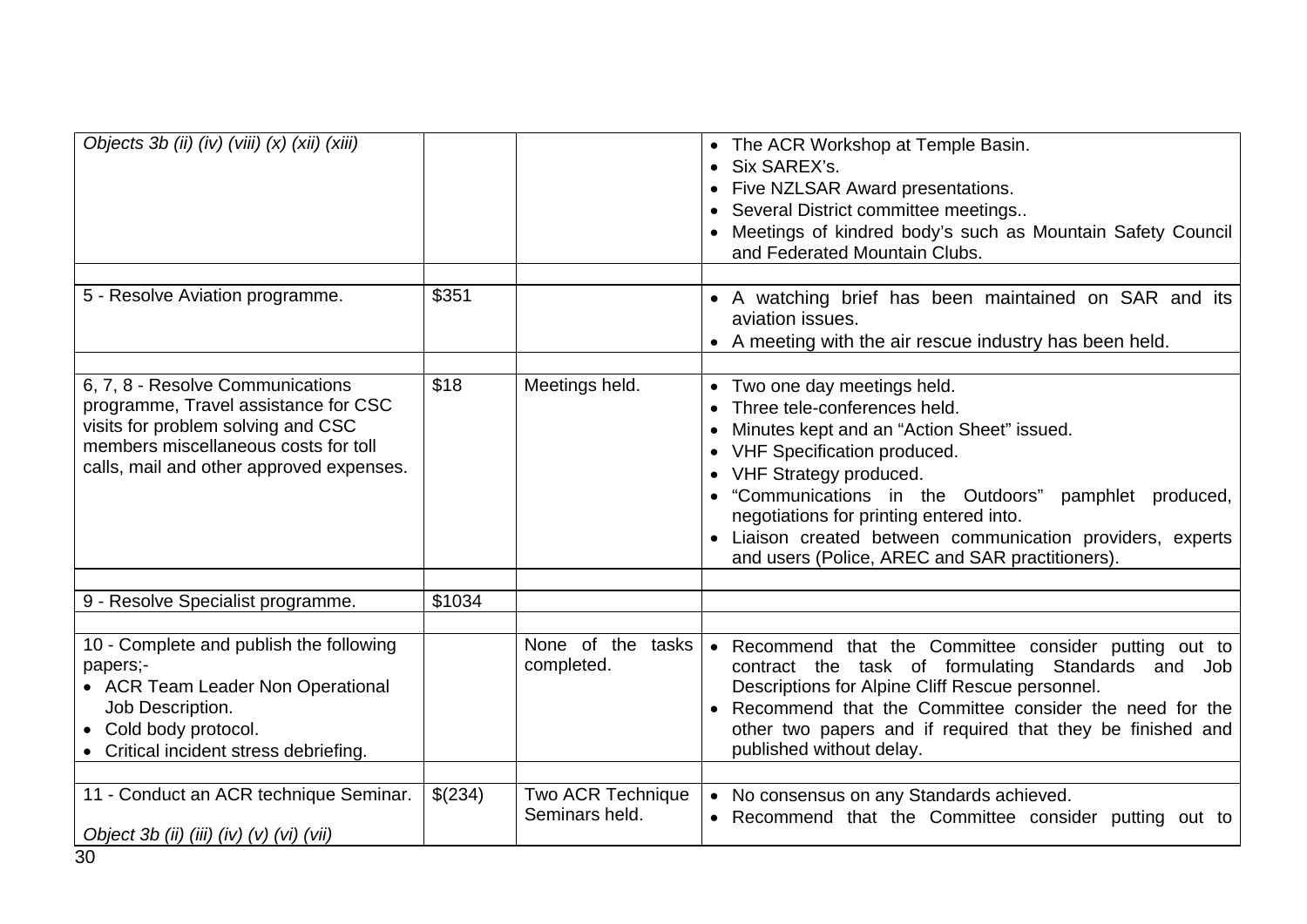| | | | |
|---|---|---|---|
| *Objects 3b (ii) (iv) (viii) (x) (xii) (xiii)* | | | • The ACR Workshop at Temple Basin.<br>• Six SAREX's.<br>• Five NZLSAR Award presentations.<br>• Several District committee meetings..<br>• Meetings of kindred body's such as Mountain Safety Council and Federated Mountain Clubs. |
| | | | |
| 5 - Resolve Aviation programme. | $351 | | • A watching brief has been maintained on SAR and its aviation issues.<br>• A meeting with the air rescue industry has been held. |
| | | | |
| 6, 7, 8 - Resolve Communications programme, Travel assistance for CSC visits for problem solving and CSC members miscellaneous costs for toll calls, mail and other approved expenses. | $18 | Meetings held. | • Two one day meetings held.<br>• Three tele-conferences held.<br>• Minutes kept and an "Action Sheet" issued.<br>• VHF Specification produced.<br>• VHF Strategy produced.<br>• "Communications in the Outdoors" pamphlet produced, negotiations for printing entered into.<br>• Liaison created between communication providers, experts and users (Police, AREC and SAR practitioners). |
| | | | |
| 9 - Resolve Specialist programme. | $1034 | | |
| | | | |
| 10 - Complete and publish the following papers;-<br>• ACR Team Leader Non Operational Job Description.<br>• Cold body protocol.<br>• Critical incident stress debriefing. | | None of the tasks completed. | • Recommend that the Committee consider putting out to contract the task of formulating Standards and Job Descriptions for Alpine Cliff Rescue personnel.<br>• Recommend that the Committee consider the need for the other two papers and if required that they be finished and published without delay. |
| | | | |
| 11 - Conduct an ACR technique Seminar.<br><br>*Object 3b (ii) (iii) (iv) (v) (vi) (vii)* | $(234) | Two ACR Technique Seminars held. | • No consensus on any Standards achieved.<br>• Recommend that the Committee consider putting out to |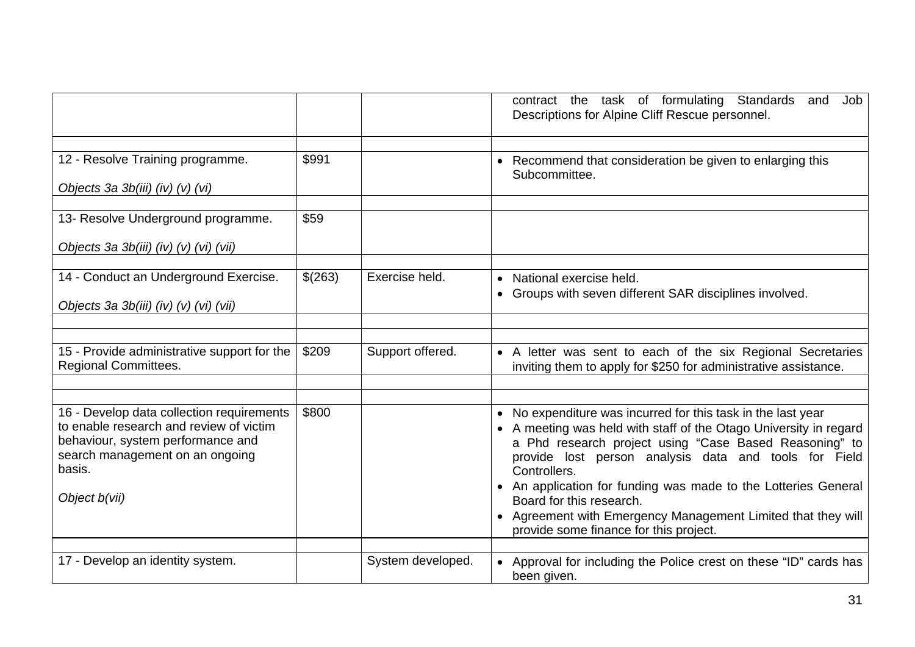| | | | |
|---|---|---|---|
| | | | contract the task of formulating Standards and Job Descriptions for Alpine Cliff Rescue personnel. |
| | | | |
| 12 - Resolve Training programme.<br><br>*Objects 3a 3b(iii) (iv) (v) (vi)* | $991 | | • Recommend that consideration be given to enlarging this Subcommittee. |
| | | | |
| 13- Resolve Underground programme.<br><br>*Objects 3a 3b(iii) (iv) (v) (vi) (vii)* | $59 | | |
| | | | |
| 14 - Conduct an Underground Exercise.<br><br>*Objects 3a 3b(iii) (iv) (v) (vi) (vii)* | $(263) | Exercise held. | • National exercise held.<br>• Groups with seven different SAR disciplines involved. |
| | | | |
| | | | |
| 15 - Provide administrative support for the Regional Committees. | $209 | Support offered. | • A letter was sent to each of the six Regional Secretaries inviting them to apply for $250 for administrative assistance. |
| | | | |
| | | | |
| 16 - Develop data collection requirements to enable research and review of victim behaviour, system performance and search management on an ongoing basis.<br><br>*Object b(vii)* | $800 | | • No expenditure was incurred for this task in the last year<br>• A meeting was held with staff of the Otago University in regard a Phd research project using "Case Based Reasoning" to provide lost person analysis data and tools for Field Controllers.<br>• An application for funding was made to the Lotteries General Board for this research.<br>• Agreement with Emergency Management Limited that they will provide some finance for this project. |
| | | | |
| 17 - Develop an identity system. | | System developed. | • Approval for including the Police crest on these "ID" cards has been given. |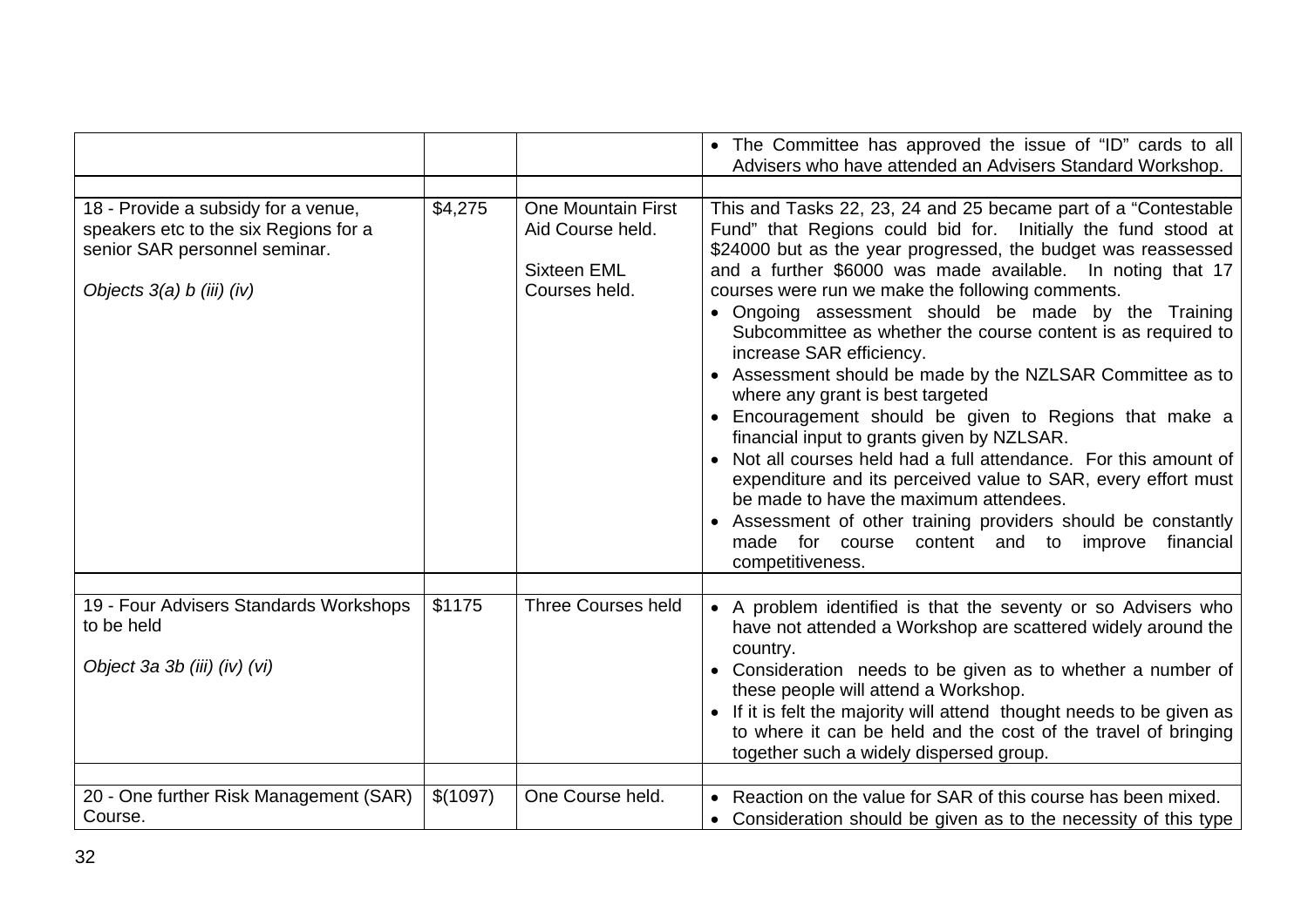| | | | |
|---|---|---|---|
| | | | • The Committee has approved the issue of "ID" cards to all Advisers who have attended an Advisers Standard Workshop. |
| | | | |
| 18 - Provide a subsidy for a venue, speakers etc to the six Regions for a senior SAR personnel seminar.<br><br>*Objects 3(a) b (iii) (iv)* | $4,275 | One Mountain First Aid Course held.<br><br>Sixteen EML Courses held. | This and Tasks 22, 23, 24 and 25 became part of a "Contestable Fund" that Regions could bid for. Initially the fund stood at $24000 but as the year progressed, the budget was reassessed and a further $6000 was made available. In noting that 17 courses were run we make the following comments.<br>• Ongoing assessment should be made by the Training Subcommittee as whether the course content is as required to increase SAR efficiency.<br>• Assessment should be made by the NZLSAR Committee as to where any grant is best targeted<br>• Encouragement should be given to Regions that make a financial input to grants given by NZLSAR.<br>• Not all courses held had a full attendance. For this amount of expenditure and its perceived value to SAR, every effort must be made to have the maximum attendees.<br>• Assessment of other training providers should be constantly made for course content and to improve financial competitiveness. |
| | | | |
| 19 - Four Advisers Standards Workshops to be held<br><br>*Object 3a 3b (iii) (iv) (vi)* | $1175 | Three Courses held | • A problem identified is that the seventy or so Advisers who have not attended a Workshop are scattered widely around the country.<br>• Consideration needs to be given as to whether a number of these people will attend a Workshop.<br>• If it is felt the majority will attend thought needs to be given as to where it can be held and the cost of the travel of bringing together such a widely dispersed group. |
| | | | |
| 20 - One further Risk Management (SAR) Course. | $(1097) | One Course held. | • Reaction on the value for SAR of this course has been mixed.<br>• Consideration should be given as to the necessity of this type |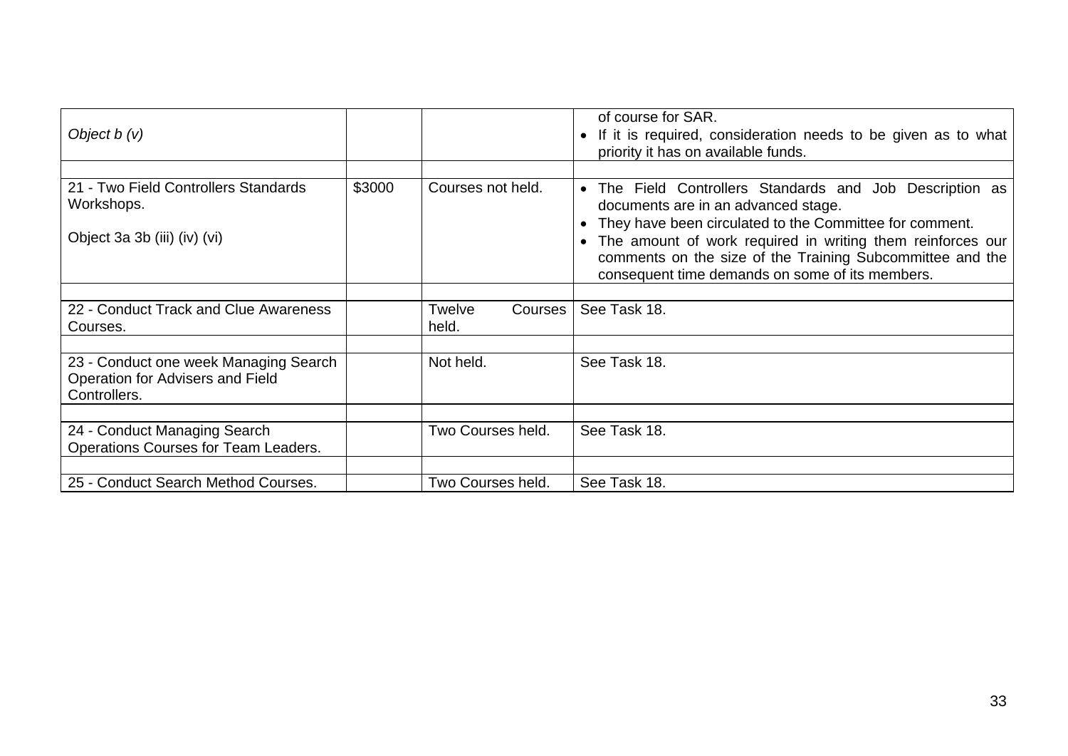| | | | |
|---|---|---|---|
| *Object b (v)* | | | of course for SAR.<br>• If it is required, consideration needs to be given as to what priority it has on available funds. |
| | | | |
| 21 - Two Field Controllers Standards Workshops.<br><br>Object 3a 3b (iii) (iv) (vi) | $3000 | Courses not held. | • The Field Controllers Standards and Job Description as documents are in an advanced stage.<br>• They have been circulated to the Committee for comment.<br>• The amount of work required in writing them reinforces our comments on the size of the Training Subcommittee and the consequent time demands on some of its members. |
| | | | |
| 22 - Conduct Track and Clue Awareness Courses. | | Twelve Courses held. | See Task 18. |
| | | | |
| 23 - Conduct one week Managing Search Operation for Advisers and Field Controllers. | | Not held. | See Task 18. |
| | | | |
| 24 - Conduct Managing Search Operations Courses for Team Leaders. | | Two Courses held. | See Task 18. |
| | | | |
| 25 - Conduct Search Method Courses. | | Two Courses held. | See Task 18. |